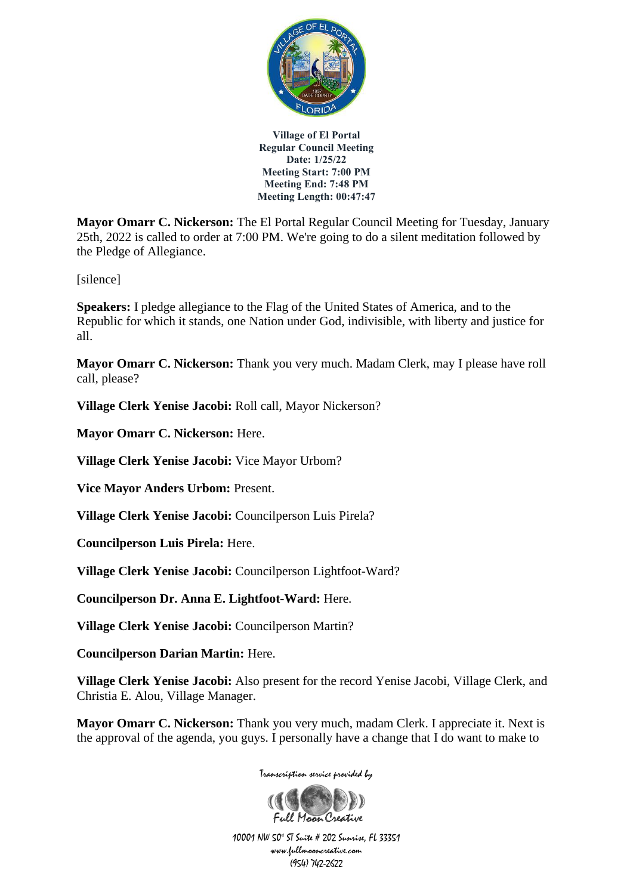**Village of El Portal**
**Regular Council Meeting**
**Date: 1/25/22**
**Meeting Start: 7:00 PM**
**Meeting End: 7:48 PM**
**Meeting Length: 00:47:47**

**Mayor Omarr C. Nickerson:** The El Portal Regular Council Meeting for Tuesday, January 25th, 2022 is called to order at 7:00 PM. We're going to do a silent meditation followed by the Pledge of Allegiance.

[silence]

**Speakers:** I pledge allegiance to the Flag of the United States of America, and to the Republic for which it stands, one Nation under God, indivisible, with liberty and justice for all.

**Mayor Omarr C. Nickerson:** Thank you very much. Madam Clerk, may I please have roll call, please?

**Village Clerk Yenise Jacobi:** Roll call, Mayor Nickerson?

**Mayor Omarr C. Nickerson:** Here.

**Village Clerk Yenise Jacobi:** Vice Mayor Urbom?

**Vice Mayor Anders Urbom:** Present.

**Village Clerk Yenise Jacobi:** Councilperson Luis Pirela?

**Councilperson Luis Pirela:** Here.

**Village Clerk Yenise Jacobi:** Councilperson Lightfoot-Ward?

**Councilperson Dr. Anna E. Lightfoot-Ward:** Here.

**Village Clerk Yenise Jacobi:** Councilperson Martin?

**Councilperson Darian Martin:** Here.

**Village Clerk Yenise Jacobi:** Also present for the record Yenise Jacobi, Village Clerk, and Christia E. Alou, Village Manager.

**Mayor Omarr C. Nickerson:** Thank you very much, madam Clerk. I appreciate it. Next is the approval of the agenda, you guys. I personally have a change that I do want to make to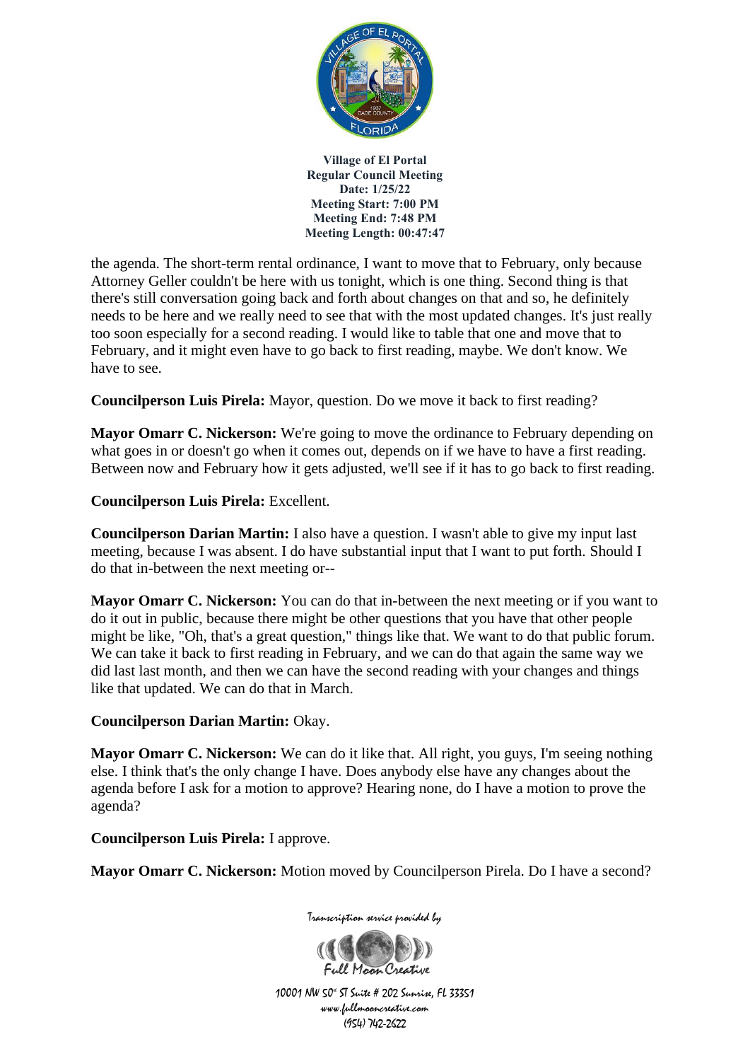the agenda. The short-term rental ordinance, I want to move that to February, only because Attorney Geller couldn't be here with us tonight, which is one thing. Second thing is that there's still conversation going back and forth about changes on that and so, he definitely needs to be here and we really need to see that with the most updated changes. It's just really too soon especially for a second reading. I would like to table that one and move that to February, and it might even have to go back to first reading, maybe. We don't know. We have to see.

**Councilperson Luis Pirela:** Mayor, question. Do we move it back to first reading?

**Mayor Omarr C. Nickerson:** We're going to move the ordinance to February depending on what goes in or doesn't go when it comes out, depends on if we have to have a first reading. Between now and February how it gets adjusted, we'll see if it has to go back to first reading.

**Councilperson Luis Pirela:** Excellent.

**Councilperson Darian Martin:** I also have a question. I wasn't able to give my input last meeting, because I was absent. I do have substantial input that I want to put forth. Should I do that in-between the next meeting or--

**Mayor Omarr C. Nickerson:** You can do that in-between the next meeting or if you want to do it out in public, because there might be other questions that you have that other people might be like, "Oh, that's a great question," things like that. We want to do that public forum. We can take it back to first reading in February, and we can do that again the same way we did last last month, and then we can have the second reading with your changes and things like that updated. We can do that in March.

**Councilperson Darian Martin:** Okay.

**Mayor Omarr C. Nickerson:** We can do it like that. All right, you guys, I'm seeing nothing else. I think that's the only change I have. Does anybody else have any changes about the agenda before I ask for a motion to approve? Hearing none, do I have a motion to prove the agenda?

**Councilperson Luis Pirela:** I approve.

**Mayor Omarr C. Nickerson:** Motion moved by Councilperson Pirela. Do I have a second?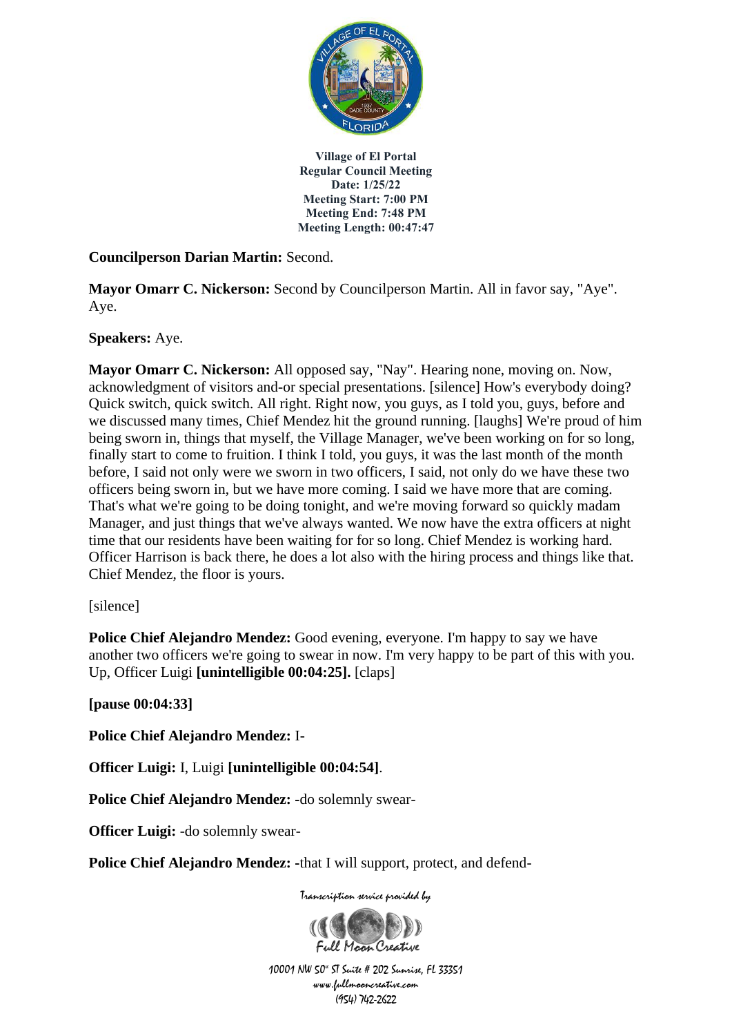**Councilperson Darian Martin:** Second.

**Mayor Omarr C. Nickerson:** Second by Councilperson Martin. All in favor say, "Aye". Aye.

**Speakers:** Aye.

**Mayor Omarr C. Nickerson:** All opposed say, "Nay". Hearing none, moving on. Now, acknowledgment of visitors and-or special presentations. [silence] How's everybody doing? Quick switch, quick switch. All right. Right now, you guys, as I told you, guys, before and we discussed many times, Chief Mendez hit the ground running. [laughs] We're proud of him being sworn in, things that myself, the Village Manager, we've been working on for so long, finally start to come to fruition. I think I told, you guys, it was the last month of the month before, I said not only were we sworn in two officers, I said, not only do we have these two officers being sworn in, but we have more coming. I said we have more that are coming. That's what we're going to be doing tonight, and we're moving forward so quickly madam Manager, and just things that we've always wanted. We now have the extra officers at night time that our residents have been waiting for for so long. Chief Mendez is working hard. Officer Harrison is back there, he does a lot also with the hiring process and things like that. Chief Mendez, the floor is yours.

[silence]

**Police Chief Alejandro Mendez:** Good evening, everyone. I'm happy to say we have another two officers we're going to swear in now. I'm very happy to be part of this with you. Up, Officer Luigi **[unintelligible 00:04:25].** [claps]

**[pause 00:04:33]**

**Police Chief Alejandro Mendez:** I-

**Officer Luigi:** I, Luigi **[unintelligible 00:04:54]**.

**Police Chief Alejandro Mendez:** -do solemnly swear-

**Officer Luigi:** -do solemnly swear-

**Police Chief Alejandro Mendez:** -that I will support, protect, and defend-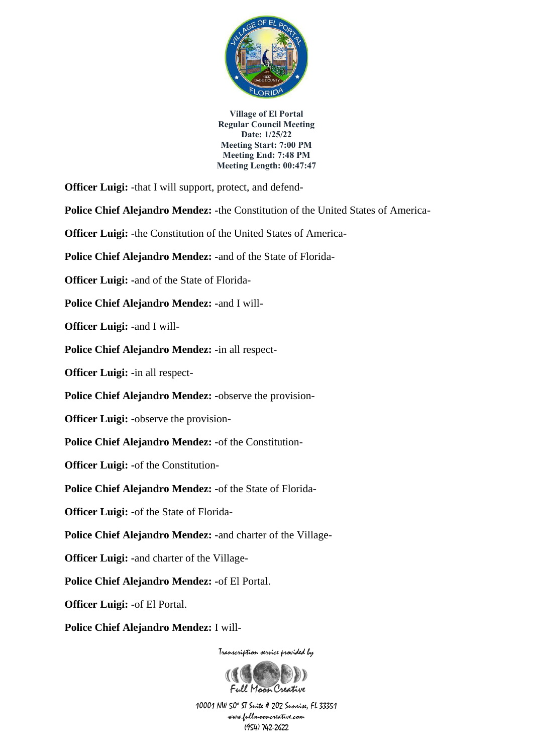**Village of El Portal**
**Regular Council Meeting**
**Date: 1/25/22**
**Meeting Start: 7:00 PM**
**Meeting End: 7:48 PM**
**Meeting Length: 00:47:47**

**Officer Luigi:** -that I will support, protect, and defend-

**Police Chief Alejandro Mendez:** -the Constitution of the United States of America-

**Officer Luigi:** -the Constitution of the United States of America-

**Police Chief Alejandro Mendez:** -and of the State of Florida-

**Officer Luigi:** -and of the State of Florida-

**Police Chief Alejandro Mendez:** -and I will-

**Officer Luigi:** -and I will-

**Police Chief Alejandro Mendez:** -in all respect-

**Officer Luigi:** -in all respect-

**Police Chief Alejandro Mendez:** -observe the provision-

**Officer Luigi:** -observe the provision-

**Police Chief Alejandro Mendez:** -of the Constitution-

**Officer Luigi:** -of the Constitution-

**Police Chief Alejandro Mendez:** -of the State of Florida-

**Officer Luigi:** -of the State of Florida-

**Police Chief Alejandro Mendez:** -and charter of the Village-

**Officer Luigi:** -and charter of the Village-

**Police Chief Alejandro Mendez:** -of El Portal.

**Officer Luigi:** -of El Portal.

**Police Chief Alejandro Mendez:** I will-

Transcription service provided by

Full Moon Creative

10001 NW 50th ST Suite # 202 Sunrise, FL 33351
www.fullmooncreative.com
(954) 742-2622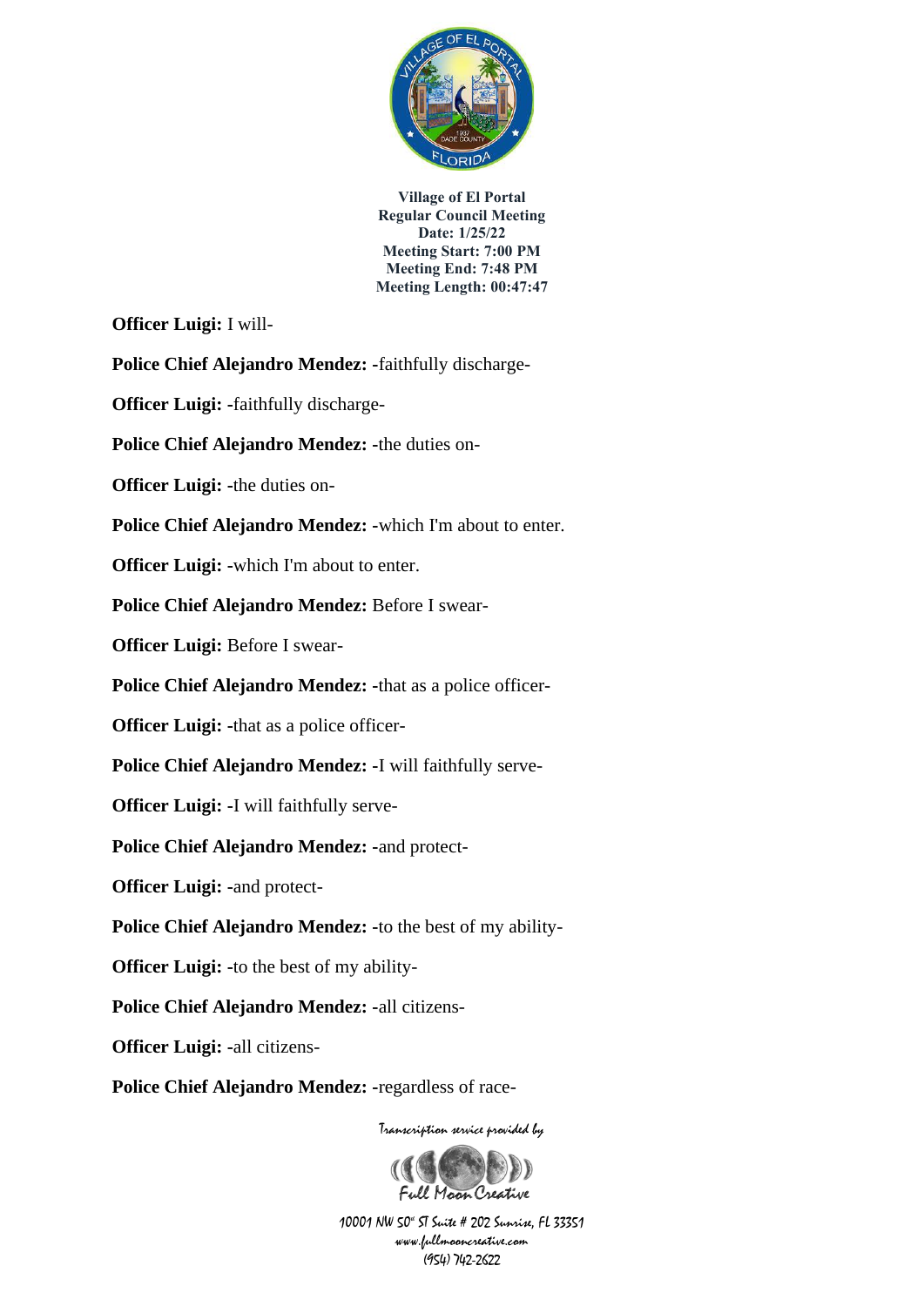**Officer Luigi:** I will-

**Police Chief Alejandro Mendez:** -faithfully discharge-

**Officer Luigi:** -faithfully discharge-

**Police Chief Alejandro Mendez:** -the duties on-

**Officer Luigi:** -the duties on-

**Police Chief Alejandro Mendez:** -which I'm about to enter.

**Officer Luigi:** -which I'm about to enter.

**Police Chief Alejandro Mendez:** Before I swear-

**Officer Luigi:** Before I swear-

**Police Chief Alejandro Mendez:** -that as a police officer-

**Officer Luigi:** -that as a police officer-

**Police Chief Alejandro Mendez:** -I will faithfully serve-

**Officer Luigi:** -I will faithfully serve-

**Police Chief Alejandro Mendez:** -and protect-

**Officer Luigi:** -and protect-

**Police Chief Alejandro Mendez:** -to the best of my ability-

**Officer Luigi:** -to the best of my ability-

**Police Chief Alejandro Mendez:** -all citizens-

**Officer Luigi:** -all citizens-

**Police Chief Alejandro Mendez:** -regardless of race-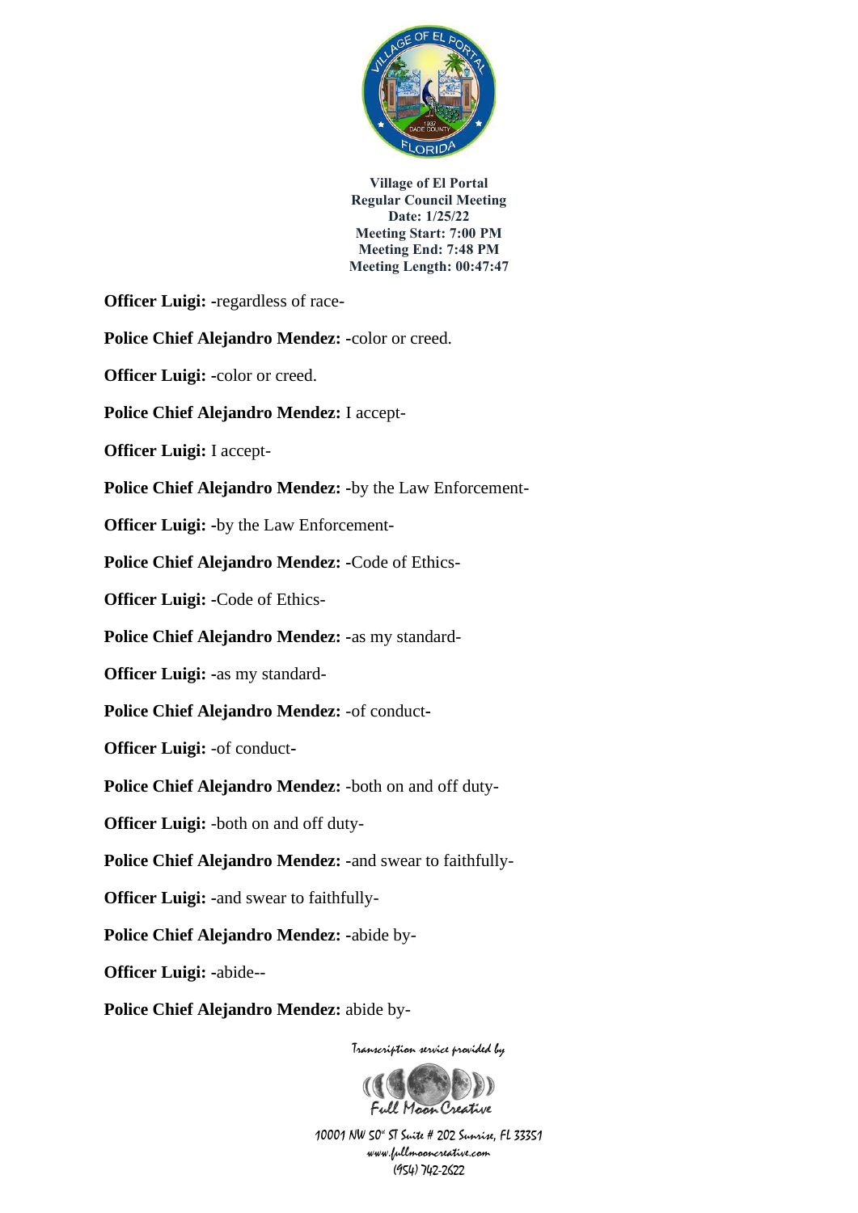**Officer Luigi:** -regardless of race-

**Police Chief Alejandro Mendez:** -color or creed.

**Officer Luigi:** -color or creed.

**Police Chief Alejandro Mendez:** I accept-

**Officer Luigi:** I accept-

**Police Chief Alejandro Mendez:** -by the Law Enforcement-

**Officer Luigi:** -by the Law Enforcement-

**Police Chief Alejandro Mendez:** -Code of Ethics-

**Officer Luigi:** -Code of Ethics-

**Police Chief Alejandro Mendez:** -as my standard-

**Officer Luigi:** -as my standard-

**Police Chief Alejandro Mendez:** -of conduct-

**Officer Luigi:** -of conduct-

**Police Chief Alejandro Mendez:** -both on and off duty-

**Officer Luigi:** -both on and off duty-

**Police Chief Alejandro Mendez:** -and swear to faithfully-

**Officer Luigi:** -and swear to faithfully-

**Police Chief Alejandro Mendez:** -abide by-

**Officer Luigi:** -abide--

**Police Chief Alejandro Mendez:** abide by-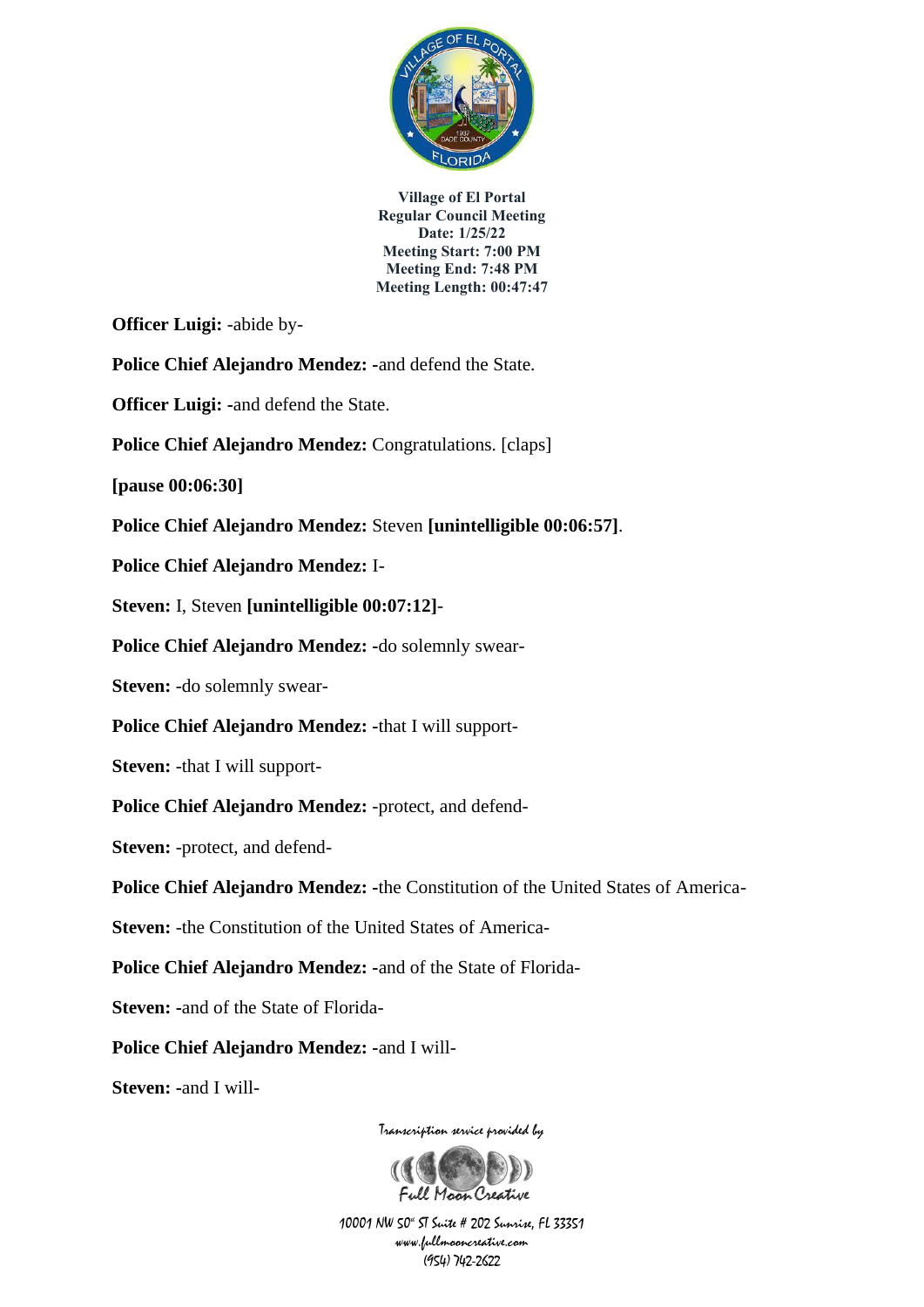**Officer Luigi:** -abide by-

**Police Chief Alejandro Mendez:** -and defend the State.

**Officer Luigi:** -and defend the State.

**Police Chief Alejandro Mendez:** Congratulations. [claps]

**[pause 00:06:30]**

**Police Chief Alejandro Mendez:** Steven **[unintelligible 00:06:57]**.

**Police Chief Alejandro Mendez:** I-

**Steven:** I, Steven **[unintelligible 00:07:12]**-

**Police Chief Alejandro Mendez:** -do solemnly swear-

**Steven:** -do solemnly swear-

**Police Chief Alejandro Mendez:** -that I will support-

**Steven:** -that I will support-

**Police Chief Alejandro Mendez:** -protect, and defend-

**Steven:** -protect, and defend-

**Police Chief Alejandro Mendez:** -the Constitution of the United States of America-

**Steven:** -the Constitution of the United States of America-

**Police Chief Alejandro Mendez:** -and of the State of Florida-

**Steven:** -and of the State of Florida-

**Police Chief Alejandro Mendez:** -and I will-

**Steven:** -and I will-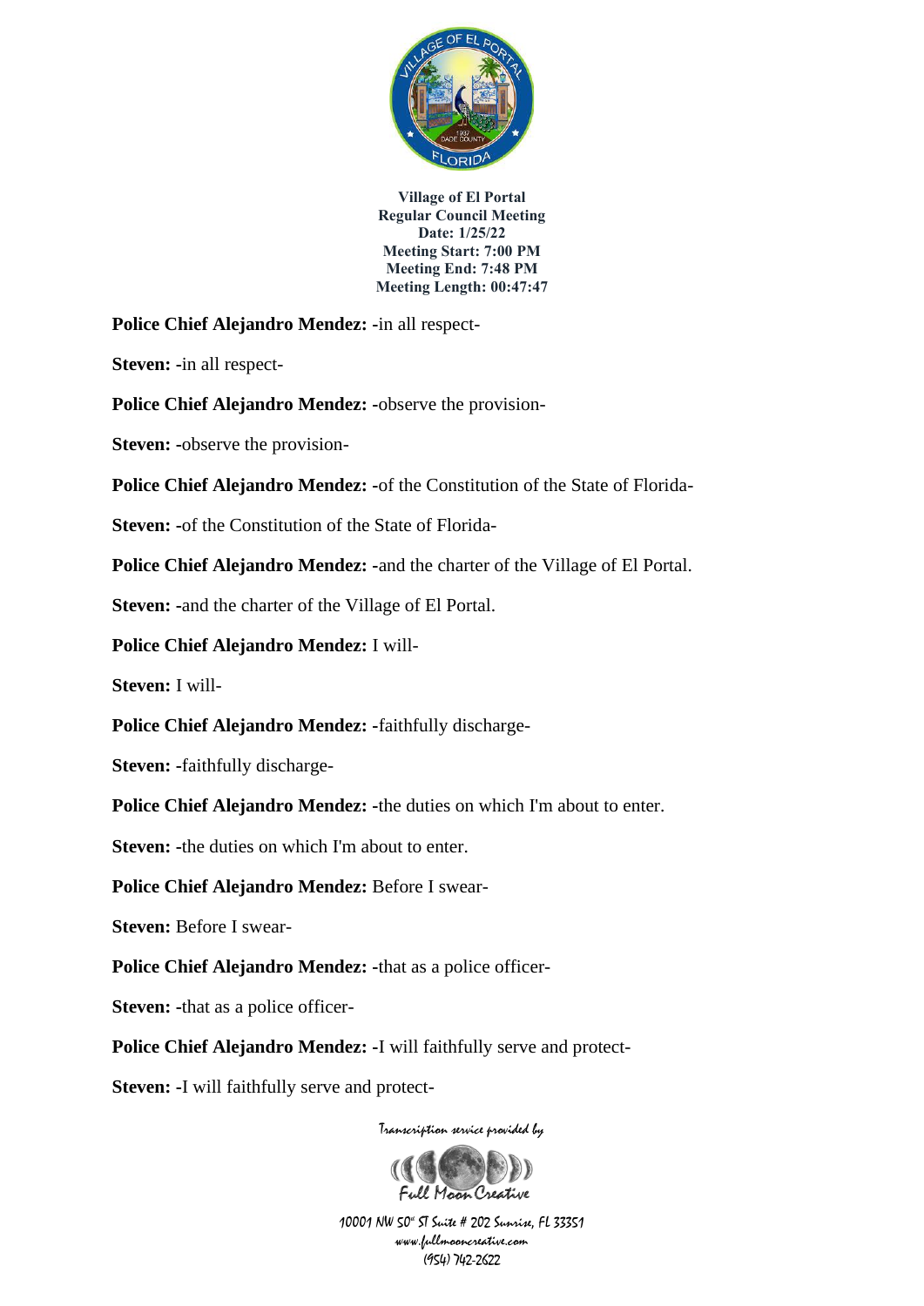**Village of El Portal**
**Regular Council Meeting**
**Date: 1/25/22**
**Meeting Start: 7:00 PM**
**Meeting End: 7:48 PM**
**Meeting Length: 00:47:47**

**Police Chief Alejandro Mendez:** -in all respect-

**Steven:** -in all respect-

**Police Chief Alejandro Mendez:** -observe the provision-

**Steven:** -observe the provision-

**Police Chief Alejandro Mendez:** -of the Constitution of the State of Florida-

**Steven:** -of the Constitution of the State of Florida-

**Police Chief Alejandro Mendez:** -and the charter of the Village of El Portal.

**Steven:** -and the charter of the Village of El Portal.

**Police Chief Alejandro Mendez:** I will-

**Steven:** I will-

**Police Chief Alejandro Mendez:** -faithfully discharge-

**Steven:** -faithfully discharge-

**Police Chief Alejandro Mendez:** -the duties on which I'm about to enter.

**Steven:** -the duties on which I'm about to enter.

**Police Chief Alejandro Mendez:** Before I swear-

**Steven:** Before I swear-

**Police Chief Alejandro Mendez:** -that as a police officer-

**Steven:** -that as a police officer-

**Police Chief Alejandro Mendez:** -I will faithfully serve and protect-

**Steven:** -I will faithfully serve and protect-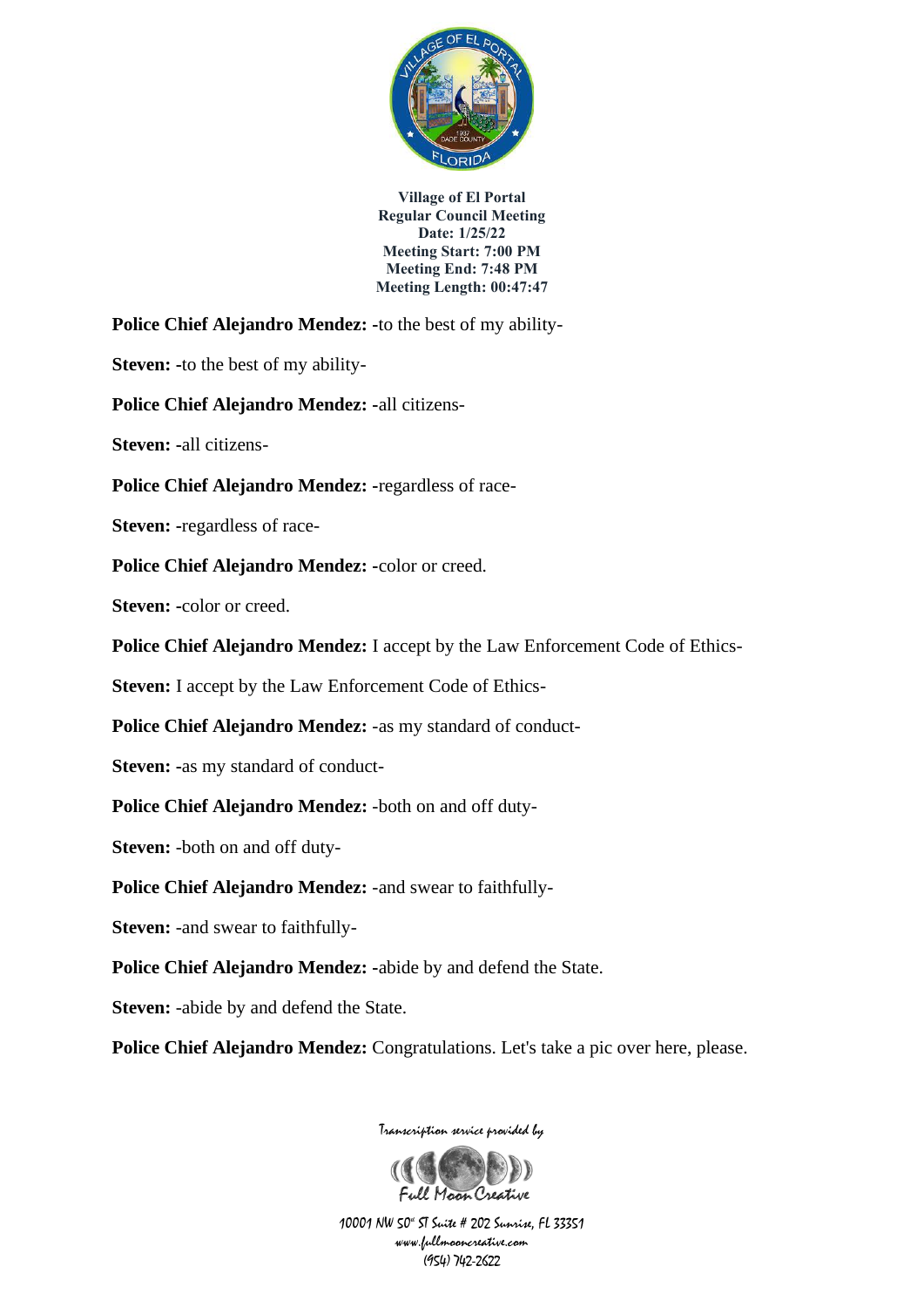**Village of El Portal**
**Regular Council Meeting**
**Date: 1/25/22**
**Meeting Start: 7:00 PM**
**Meeting End: 7:48 PM**
**Meeting Length: 00:47:47**

**Police Chief Alejandro Mendez:** -to the best of my ability-

**Steven:** -to the best of my ability-

**Police Chief Alejandro Mendez:** -all citizens-

**Steven:** -all citizens-

**Police Chief Alejandro Mendez:** -regardless of race-

**Steven:** -regardless of race-

**Police Chief Alejandro Mendez:** -color or creed.

**Steven:** -color or creed.

**Police Chief Alejandro Mendez:** I accept by the Law Enforcement Code of Ethics-

**Steven:** I accept by the Law Enforcement Code of Ethics-

**Police Chief Alejandro Mendez:** -as my standard of conduct-

**Steven:** -as my standard of conduct-

**Police Chief Alejandro Mendez:** -both on and off duty-

**Steven:** -both on and off duty-

**Police Chief Alejandro Mendez:** -and swear to faithfully-

**Steven:** -and swear to faithfully-

**Police Chief Alejandro Mendez:** -abide by and defend the State.

**Steven:** -abide by and defend the State.

**Police Chief Alejandro Mendez:** Congratulations. Let's take a pic over here, please.

Transcription service provided by

Full Moon Creative

10001 NW 50th ST Suite # 202 Sunrise, FL 33351
www.fullmooncreative.com
(954) 742-2622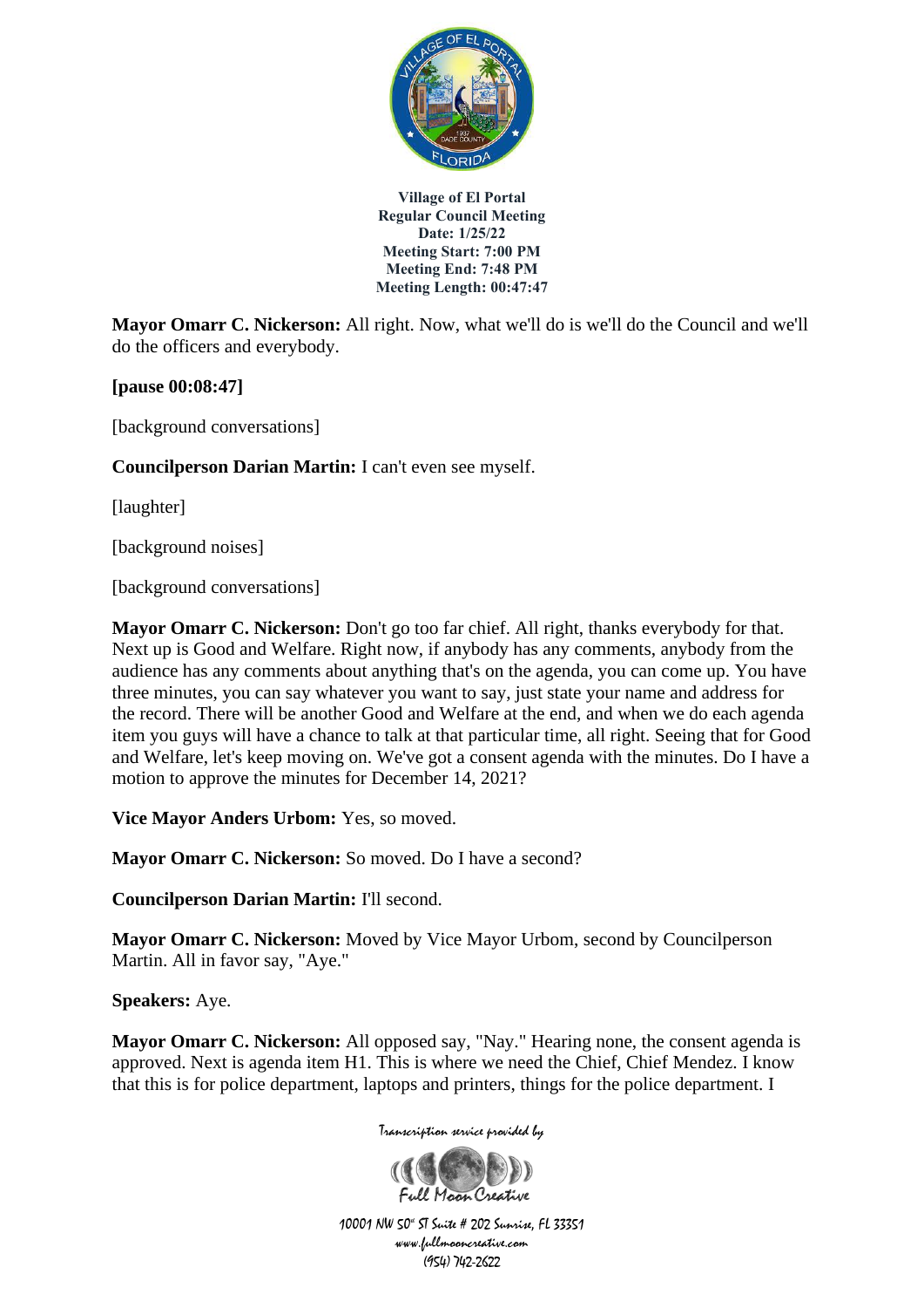**Village of El Portal**
**Regular Council Meeting**
**Date: 1/25/22**
**Meeting Start: 7:00 PM**
**Meeting End: 7:48 PM**
**Meeting Length: 00:47:47**

**Mayor Omarr C. Nickerson:** All right. Now, what we'll do is we'll do the Council and we'll do the officers and everybody.

**[pause 00:08:47]**

[background conversations]

**Councilperson Darian Martin:** I can't even see myself.

[laughter]

[background noises]

[background conversations]

**Mayor Omarr C. Nickerson:** Don't go too far chief. All right, thanks everybody for that. Next up is Good and Welfare. Right now, if anybody has any comments, anybody from the audience has any comments about anything that's on the agenda, you can come up. You have three minutes, you can say whatever you want to say, just state your name and address for the record. There will be another Good and Welfare at the end, and when we do each agenda item you guys will have a chance to talk at that particular time, all right. Seeing that for Good and Welfare, let's keep moving on. We've got a consent agenda with the minutes. Do I have a motion to approve the minutes for December 14, 2021?

**Vice Mayor Anders Urbom:** Yes, so moved.

**Mayor Omarr C. Nickerson:** So moved. Do I have a second?

**Councilperson Darian Martin:** I'll second.

**Mayor Omarr C. Nickerson:** Moved by Vice Mayor Urbom, second by Councilperson Martin. All in favor say, "Aye."

**Speakers:** Aye.

**Mayor Omarr C. Nickerson:** All opposed say, "Nay." Hearing none, the consent agenda is approved. Next is agenda item H1. This is where we need the Chief, Chief Mendez. I know that this is for police department, laptops and printers, things for the police department. I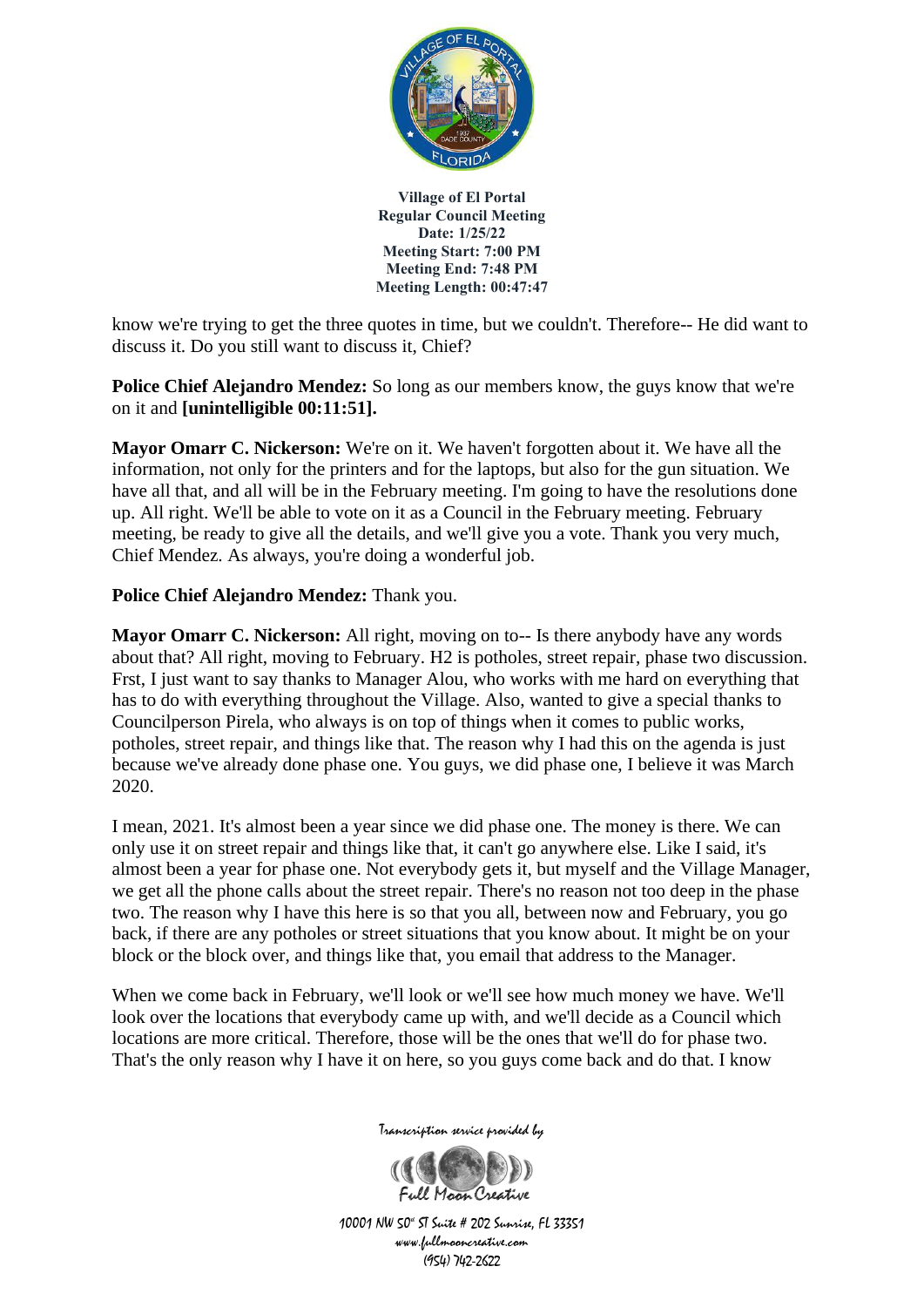know we're trying to get the three quotes in time, but we couldn't. Therefore-- He did want to discuss it. Do you still want to discuss it, Chief?

**Police Chief Alejandro Mendez:** So long as our members know, the guys know that we're on it and **[unintelligible 00:11:51].**

**Mayor Omarr C. Nickerson:** We're on it. We haven't forgotten about it. We have all the information, not only for the printers and for the laptops, but also for the gun situation. We have all that, and all will be in the February meeting. I'm going to have the resolutions done up. All right. We'll be able to vote on it as a Council in the February meeting. February meeting, be ready to give all the details, and we'll give you a vote. Thank you very much, Chief Mendez. As always, you're doing a wonderful job.

**Police Chief Alejandro Mendez:** Thank you.

**Mayor Omarr C. Nickerson:** All right, moving on to-- Is there anybody have any words about that? All right, moving to February. H2 is potholes, street repair, phase two discussion. Frst, I just want to say thanks to Manager Alou, who works with me hard on everything that has to do with everything throughout the Village. Also, wanted to give a special thanks to Councilperson Pirela, who always is on top of things when it comes to public works, potholes, street repair, and things like that. The reason why I had this on the agenda is just because we've already done phase one. You guys, we did phase one, I believe it was March 2020.

I mean, 2021. It's almost been a year since we did phase one. The money is there. We can only use it on street repair and things like that, it can't go anywhere else. Like I said, it's almost been a year for phase one. Not everybody gets it, but myself and the Village Manager, we get all the phone calls about the street repair. There's no reason not too deep in the phase two. The reason why I have this here is so that you all, between now and February, you go back, if there are any potholes or street situations that you know about. It might be on your block or the block over, and things like that, you email that address to the Manager.

When we come back in February, we'll look or we'll see how much money we have. We'll look over the locations that everybody came up with, and we'll decide as a Council which locations are more critical. Therefore, those will be the ones that we'll do for phase two. That's the only reason why I have it on here, so you guys come back and do that. I know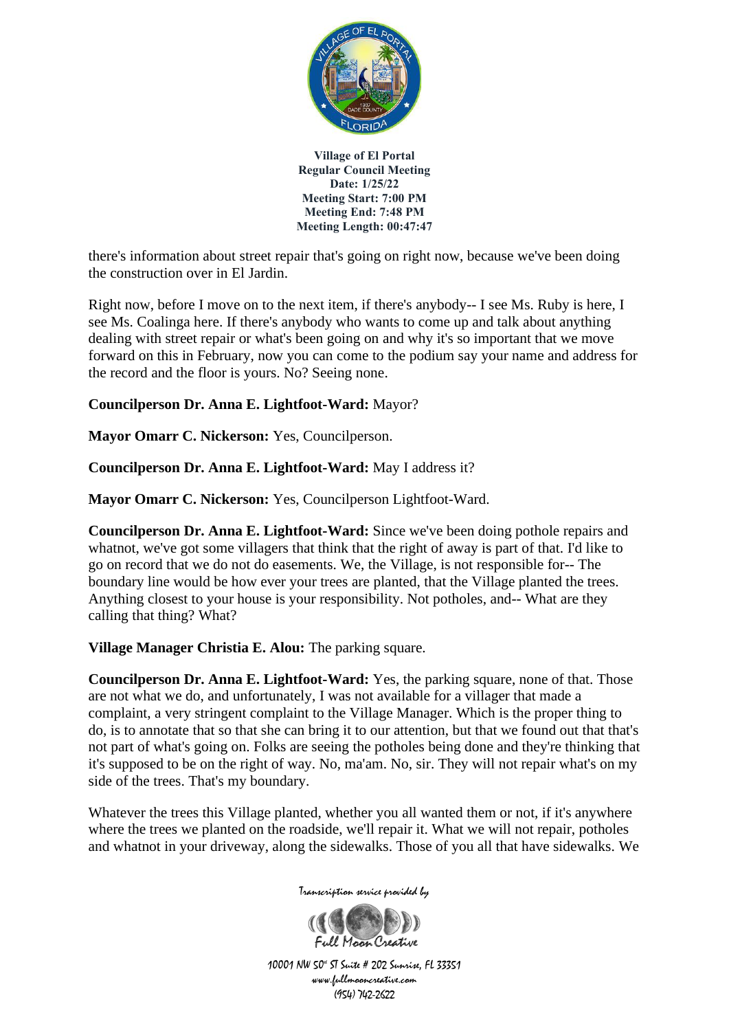there's information about street repair that's going on right now, because we've been doing the construction over in El Jardin.

Right now, before I move on to the next item, if there's anybody-- I see Ms. Ruby is here, I see Ms. Coalinga here. If there's anybody who wants to come up and talk about anything dealing with street repair or what's been going on and why it's so important that we move forward on this in February, now you can come to the podium say your name and address for the record and the floor is yours. No? Seeing none.

**Councilperson Dr. Anna E. Lightfoot-Ward:** Mayor?

**Mayor Omarr C. Nickerson:** Yes, Councilperson.

**Councilperson Dr. Anna E. Lightfoot-Ward:** May I address it?

**Mayor Omarr C. Nickerson:** Yes, Councilperson Lightfoot-Ward.

**Councilperson Dr. Anna E. Lightfoot-Ward:** Since we've been doing pothole repairs and whatnot, we've got some villagers that think that the right of away is part of that. I'd like to go on record that we do not do easements. We, the Village, is not responsible for-- The boundary line would be how ever your trees are planted, that the Village planted the trees. Anything closest to your house is your responsibility. Not potholes, and-- What are they calling that thing? What?

**Village Manager Christia E. Alou:** The parking square.

**Councilperson Dr. Anna E. Lightfoot-Ward:** Yes, the parking square, none of that. Those are not what we do, and unfortunately, I was not available for a villager that made a complaint, a very stringent complaint to the Village Manager. Which is the proper thing to do, is to annotate that so that she can bring it to our attention, but that we found out that that's not part of what's going on. Folks are seeing the potholes being done and they're thinking that it's supposed to be on the right of way. No, ma'am. No, sir. They will not repair what's on my side of the trees. That's my boundary.

Whatever the trees this Village planted, whether you all wanted them or not, if it's anywhere where the trees we planted on the roadside, we'll repair it. What we will not repair, potholes and whatnot in your driveway, along the sidewalks. Those of you all that have sidewalks. We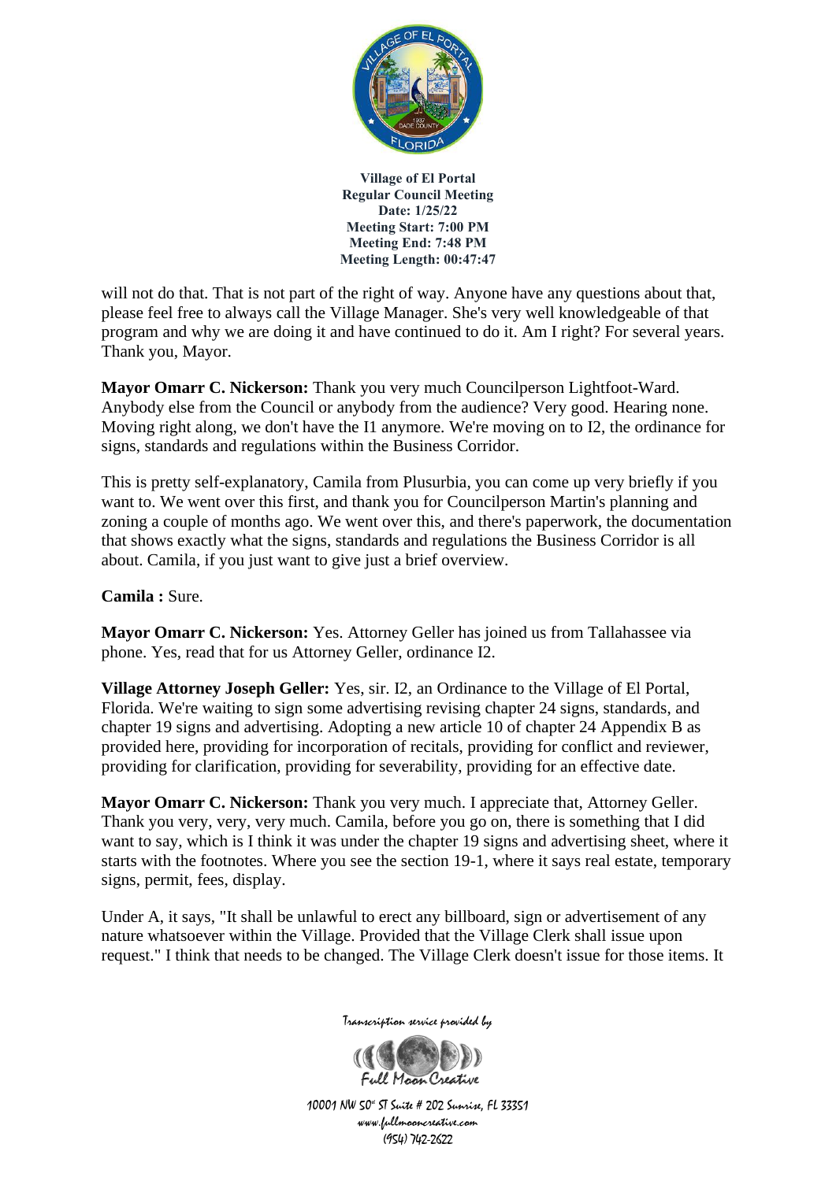will not do that. That is not part of the right of way. Anyone have any questions about that, please feel free to always call the Village Manager. She's very well knowledgeable of that program and why we are doing it and have continued to do it. Am I right? For several years. Thank you, Mayor.

**Mayor Omarr C. Nickerson:** Thank you very much Councilperson Lightfoot-Ward. Anybody else from the Council or anybody from the audience? Very good. Hearing none. Moving right along, we don't have the I1 anymore. We're moving on to I2, the ordinance for signs, standards and regulations within the Business Corridor.

This is pretty self-explanatory, Camila from Plusurbia, you can come up very briefly if you want to. We went over this first, and thank you for Councilperson Martin's planning and zoning a couple of months ago. We went over this, and there's paperwork, the documentation that shows exactly what the signs, standards and regulations the Business Corridor is all about. Camila, if you just want to give just a brief overview.

**Camila :** Sure.

**Mayor Omarr C. Nickerson:** Yes. Attorney Geller has joined us from Tallahassee via phone. Yes, read that for us Attorney Geller, ordinance I2.

**Village Attorney Joseph Geller:** Yes, sir. I2, an Ordinance to the Village of El Portal, Florida. We're waiting to sign some advertising revising chapter 24 signs, standards, and chapter 19 signs and advertising. Adopting a new article 10 of chapter 24 Appendix B as provided here, providing for incorporation of recitals, providing for conflict and reviewer, providing for clarification, providing for severability, providing for an effective date.

**Mayor Omarr C. Nickerson:** Thank you very much. I appreciate that, Attorney Geller. Thank you very, very, very much. Camila, before you go on, there is something that I did want to say, which is I think it was under the chapter 19 signs and advertising sheet, where it starts with the footnotes. Where you see the section 19-1, where it says real estate, temporary signs, permit, fees, display.

Under A, it says, "It shall be unlawful to erect any billboard, sign or advertisement of any nature whatsoever within the Village. Provided that the Village Clerk shall issue upon request." I think that needs to be changed. The Village Clerk doesn't issue for those items. It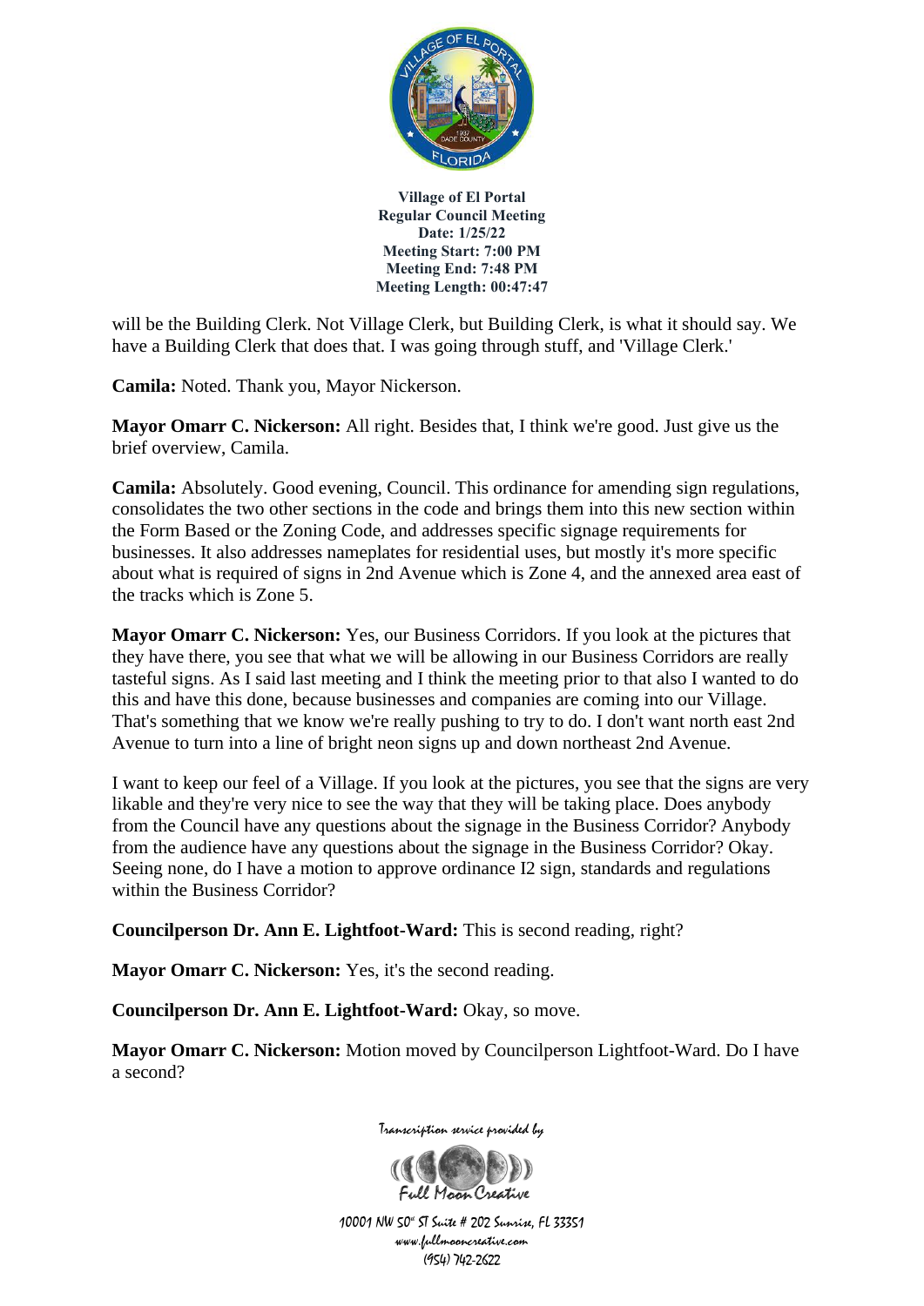will be the Building Clerk. Not Village Clerk, but Building Clerk, is what it should say. We have a Building Clerk that does that. I was going through stuff, and 'Village Clerk.'

**Camila:** Noted. Thank you, Mayor Nickerson.

**Mayor Omarr C. Nickerson:** All right. Besides that, I think we're good. Just give us the brief overview, Camila.

**Camila:** Absolutely. Good evening, Council. This ordinance for amending sign regulations, consolidates the two other sections in the code and brings them into this new section within the Form Based or the Zoning Code, and addresses specific signage requirements for businesses. It also addresses nameplates for residential uses, but mostly it's more specific about what is required of signs in 2nd Avenue which is Zone 4, and the annexed area east of the tracks which is Zone 5.

**Mayor Omarr C. Nickerson:** Yes, our Business Corridors. If you look at the pictures that they have there, you see that what we will be allowing in our Business Corridors are really tasteful signs. As I said last meeting and I think the meeting prior to that also I wanted to do this and have this done, because businesses and companies are coming into our Village. That's something that we know we're really pushing to try to do. I don't want north east 2nd Avenue to turn into a line of bright neon signs up and down northeast 2nd Avenue.

I want to keep our feel of a Village. If you look at the pictures, you see that the signs are very likable and they're very nice to see the way that they will be taking place. Does anybody from the Council have any questions about the signage in the Business Corridor? Anybody from the audience have any questions about the signage in the Business Corridor? Okay. Seeing none, do I have a motion to approve ordinance I2 sign, standards and regulations within the Business Corridor?

**Councilperson Dr. Ann E. Lightfoot-Ward:** This is second reading, right?

**Mayor Omarr C. Nickerson:** Yes, it's the second reading.

**Councilperson Dr. Ann E. Lightfoot-Ward:** Okay, so move.

**Mayor Omarr C. Nickerson:** Motion moved by Councilperson Lightfoot-Ward. Do I have a second?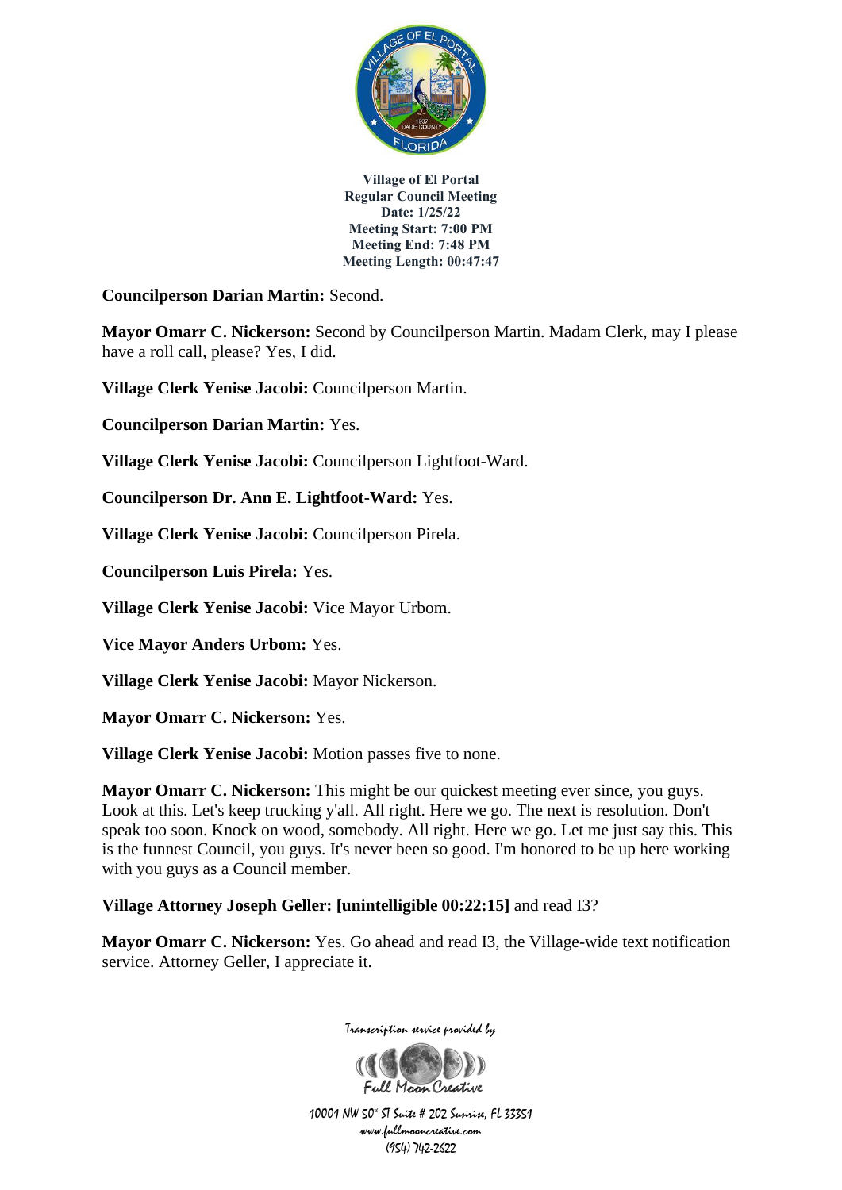**Village of El Portal**
**Regular Council Meeting**
**Date: 1/25/22**
**Meeting Start: 7:00 PM**
**Meeting End: 7:48 PM**
**Meeting Length: 00:47:47**

**Councilperson Darian Martin:** Second.

**Mayor Omarr C. Nickerson:** Second by Councilperson Martin. Madam Clerk, may I please have a roll call, please? Yes, I did.

**Village Clerk Yenise Jacobi:** Councilperson Martin.

**Councilperson Darian Martin:** Yes.

**Village Clerk Yenise Jacobi:** Councilperson Lightfoot-Ward.

**Councilperson Dr. Ann E. Lightfoot-Ward:** Yes.

**Village Clerk Yenise Jacobi:** Councilperson Pirela.

**Councilperson Luis Pirela:** Yes.

**Village Clerk Yenise Jacobi:** Vice Mayor Urbom.

**Vice Mayor Anders Urbom:** Yes.

**Village Clerk Yenise Jacobi:** Mayor Nickerson.

**Mayor Omarr C. Nickerson:** Yes.

**Village Clerk Yenise Jacobi:** Motion passes five to none.

**Mayor Omarr C. Nickerson:** This might be our quickest meeting ever since, you guys. Look at this. Let's keep trucking y'all. All right. Here we go. The next is resolution. Don't speak too soon. Knock on wood, somebody. All right. Here we go. Let me just say this. This is the funnest Council, you guys. It's never been so good. I'm honored to be up here working with you guys as a Council member.

**Village Attorney Joseph Geller: [unintelligible 00:22:15]** and read I3?

**Mayor Omarr C. Nickerson:** Yes. Go ahead and read I3, the Village-wide text notification service. Attorney Geller, I appreciate it.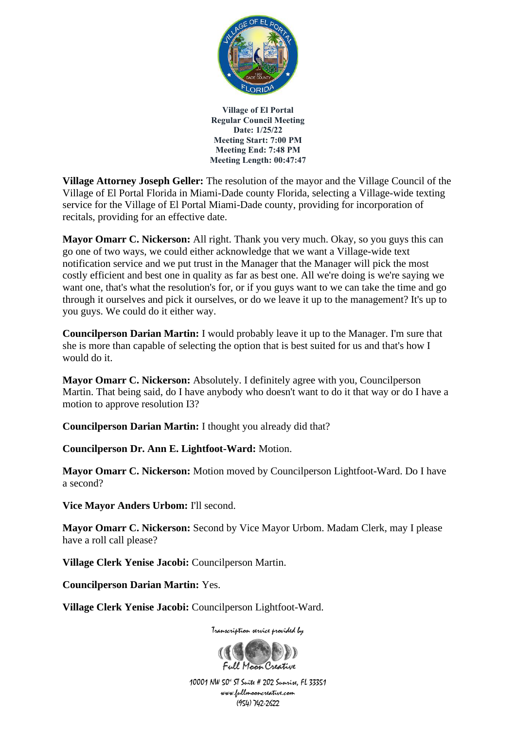**Village of El Portal**
**Regular Council Meeting**
**Date: 1/25/22**
**Meeting Start: 7:00 PM**
**Meeting End: 7:48 PM**
**Meeting Length: 00:47:47**

**Village Attorney Joseph Geller:** The resolution of the mayor and the Village Council of the Village of El Portal Florida in Miami-Dade county Florida, selecting a Village-wide texting service for the Village of El Portal Miami-Dade county, providing for incorporation of recitals, providing for an effective date.

**Mayor Omarr C. Nickerson:** All right. Thank you very much. Okay, so you guys this can go one of two ways, we could either acknowledge that we want a Village-wide text notification service and we put trust in the Manager that the Manager will pick the most costly efficient and best one in quality as far as best one. All we're doing is we're saying we want one, that's what the resolution's for, or if you guys want to we can take the time and go through it ourselves and pick it ourselves, or do we leave it up to the management? It's up to you guys. We could do it either way.

**Councilperson Darian Martin:** I would probably leave it up to the Manager. I'm sure that she is more than capable of selecting the option that is best suited for us and that's how I would do it.

**Mayor Omarr C. Nickerson:** Absolutely. I definitely agree with you, Councilperson Martin. That being said, do I have anybody who doesn't want to do it that way or do I have a motion to approve resolution I3?

**Councilperson Darian Martin:** I thought you already did that?

**Councilperson Dr. Ann E. Lightfoot-Ward:** Motion.

**Mayor Omarr C. Nickerson:** Motion moved by Councilperson Lightfoot-Ward. Do I have a second?

**Vice Mayor Anders Urbom:** I'll second.

**Mayor Omarr C. Nickerson:** Second by Vice Mayor Urbom. Madam Clerk, may I please have a roll call please?

**Village Clerk Yenise Jacobi:** Councilperson Martin.

**Councilperson Darian Martin:** Yes.

**Village Clerk Yenise Jacobi:** Councilperson Lightfoot-Ward.

Transcription service provided by

Full Moon Creative

10001 NW 50th ST Suite # 202 Sunrise, FL 33351
www.fullmooncreative.com
(954) 742-2622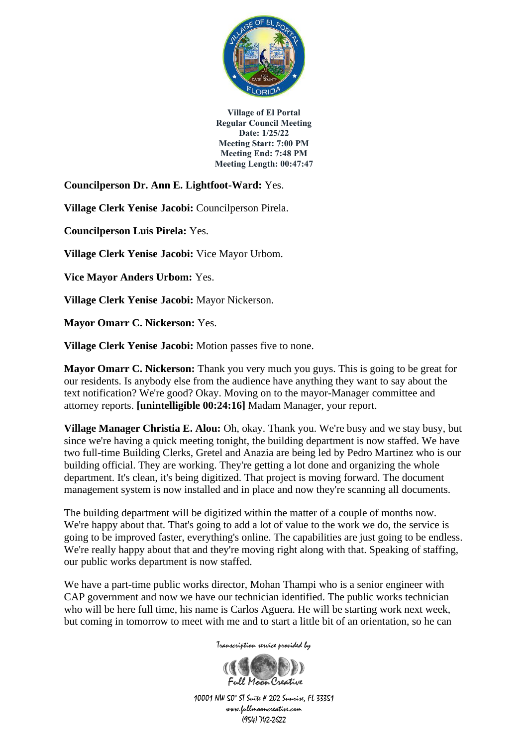**Councilperson Dr. Ann E. Lightfoot-Ward:** Yes.

**Village Clerk Yenise Jacobi:** Councilperson Pirela.

**Councilperson Luis Pirela:** Yes.

**Village Clerk Yenise Jacobi:** Vice Mayor Urbom.

**Vice Mayor Anders Urbom:** Yes.

**Village Clerk Yenise Jacobi:** Mayor Nickerson.

**Mayor Omarr C. Nickerson:** Yes.

**Village Clerk Yenise Jacobi:** Motion passes five to none.

**Mayor Omarr C. Nickerson:** Thank you very much you guys. This is going to be great for our residents. Is anybody else from the audience have anything they want to say about the text notification? We're good? Okay. Moving on to the mayor-Manager committee and attorney reports. **[unintelligible 00:24:16]** Madam Manager, your report.

**Village Manager Christia E. Alou:** Oh, okay. Thank you. We're busy and we stay busy, but since we're having a quick meeting tonight, the building department is now staffed. We have two full-time Building Clerks, Gretel and Anazia are being led by Pedro Martinez who is our building official. They are working. They're getting a lot done and organizing the whole department. It's clean, it's being digitized. That project is moving forward. The document management system is now installed and in place and now they're scanning all documents.

The building department will be digitized within the matter of a couple of months now. We're happy about that. That's going to add a lot of value to the work we do, the service is going to be improved faster, everything's online. The capabilities are just going to be endless. We're really happy about that and they're moving right along with that. Speaking of staffing, our public works department is now staffed.

We have a part-time public works director, Mohan Thampi who is a senior engineer with CAP government and now we have our technician identified. The public works technician who will be here full time, his name is Carlos Aguera. He will be starting work next week, but coming in tomorrow to meet with me and to start a little bit of an orientation, so he can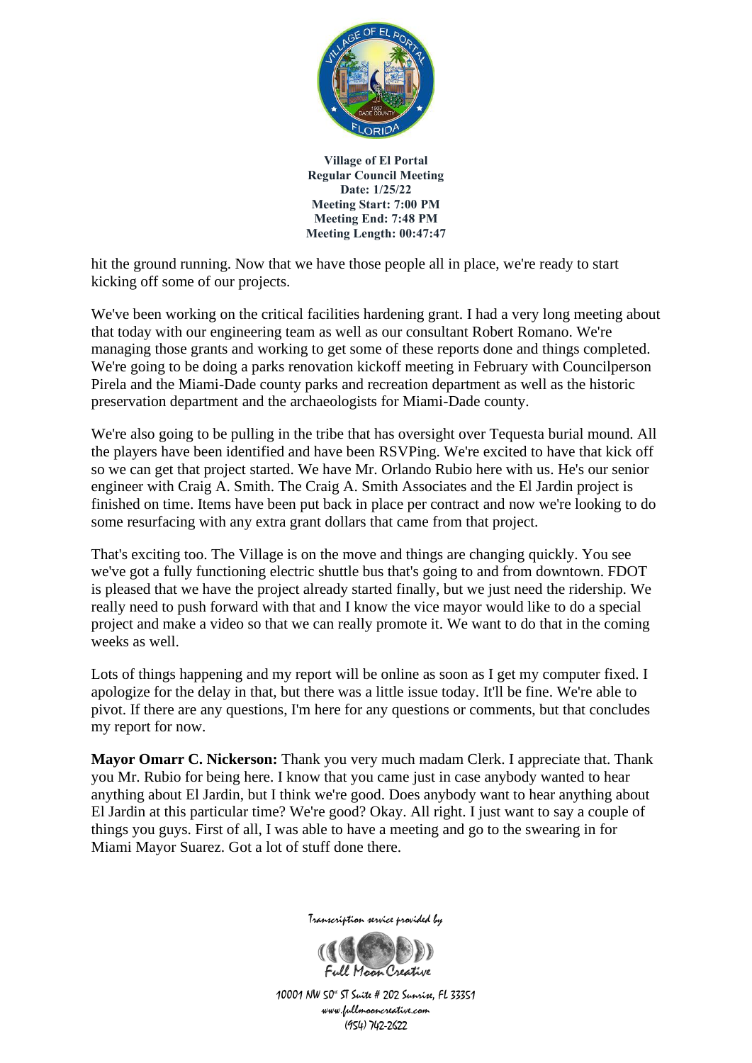hit the ground running. Now that we have those people all in place, we're ready to start kicking off some of our projects.

We've been working on the critical facilities hardening grant. I had a very long meeting about that today with our engineering team as well as our consultant Robert Romano. We're managing those grants and working to get some of these reports done and things completed. We're going to be doing a parks renovation kickoff meeting in February with Councilperson Pirela and the Miami-Dade county parks and recreation department as well as the historic preservation department and the archaeologists for Miami-Dade county.

We're also going to be pulling in the tribe that has oversight over Tequesta burial mound. All the players have been identified and have been RSVPing. We're excited to have that kick off so we can get that project started. We have Mr. Orlando Rubio here with us. He's our senior engineer with Craig A. Smith. The Craig A. Smith Associates and the El Jardin project is finished on time. Items have been put back in place per contract and now we're looking to do some resurfacing with any extra grant dollars that came from that project.

That's exciting too. The Village is on the move and things are changing quickly. You see we've got a fully functioning electric shuttle bus that's going to and from downtown. FDOT is pleased that we have the project already started finally, but we just need the ridership. We really need to push forward with that and I know the vice mayor would like to do a special project and make a video so that we can really promote it. We want to do that in the coming weeks as well.

Lots of things happening and my report will be online as soon as I get my computer fixed. I apologize for the delay in that, but there was a little issue today. It'll be fine. We're able to pivot. If there are any questions, I'm here for any questions or comments, but that concludes my report for now.

**Mayor Omarr C. Nickerson:** Thank you very much madam Clerk. I appreciate that. Thank you Mr. Rubio for being here. I know that you came just in case anybody wanted to hear anything about El Jardin, but I think we're good. Does anybody want to hear anything about El Jardin at this particular time? We're good? Okay. All right. I just want to say a couple of things you guys. First of all, I was able to have a meeting and go to the swearing in for Miami Mayor Suarez. Got a lot of stuff done there.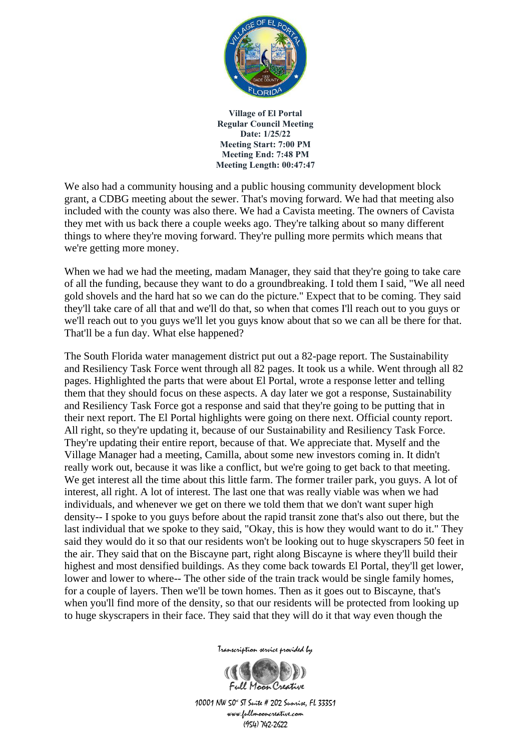We also had a community housing and a public housing community development block grant, a CDBG meeting about the sewer. That's moving forward. We had that meeting also included with the county was also there. We had a Cavista meeting. The owners of Cavista they met with us back there a couple weeks ago. They're talking about so many different things to where they're moving forward. They're pulling more permits which means that we're getting more money.

When we had we had the meeting, madam Manager, they said that they're going to take care of all the funding, because they want to do a groundbreaking. I told them I said, "We all need gold shovels and the hard hat so we can do the picture." Expect that to be coming. They said they'll take care of all that and we'll do that, so when that comes I'll reach out to you guys or we'll reach out to you guys we'll let you guys know about that so we can all be there for that. That'll be a fun day. What else happened?

The South Florida water management district put out a 82-page report. The Sustainability and Resiliency Task Force went through all 82 pages. It took us a while. Went through all 82 pages. Highlighted the parts that were about El Portal, wrote a response letter and telling them that they should focus on these aspects. A day later we got a response, Sustainability and Resiliency Task Force got a response and said that they're going to be putting that in their next report. The El Portal highlights were going on there next. Official county report. All right, so they're updating it, because of our Sustainability and Resiliency Task Force. They're updating their entire report, because of that. We appreciate that. Myself and the Village Manager had a meeting, Camilla, about some new investors coming in. It didn't really work out, because it was like a conflict, but we're going to get back to that meeting. We get interest all the time about this little farm. The former trailer park, you guys. A lot of interest, all right. A lot of interest. The last one that was really viable was when we had individuals, and whenever we get on there we told them that we don't want super high density-- I spoke to you guys before about the rapid transit zone that's also out there, but the last individual that we spoke to they said, "Okay, this is how they would want to do it." They said they would do it so that our residents won't be looking out to huge skyscrapers 50 feet in the air. They said that on the Biscayne part, right along Biscayne is where they'll build their highest and most densified buildings. As they come back towards El Portal, they'll get lower, lower and lower to where-- The other side of the train track would be single family homes, for a couple of layers. Then we'll be town homes. Then as it goes out to Biscayne, that's when you'll find more of the density, so that our residents will be protected from looking up to huge skyscrapers in their face. They said that they will do it that way even though the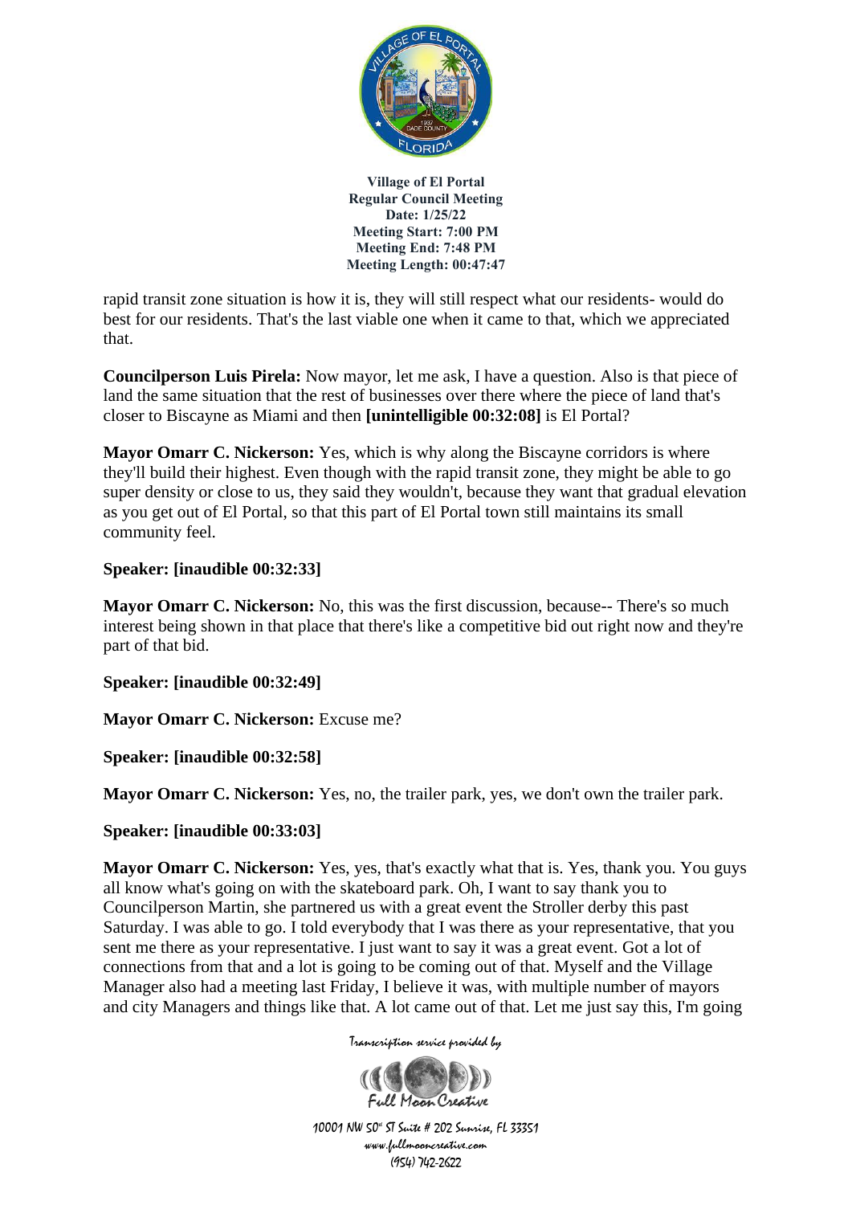rapid transit zone situation is how it is, they will still respect what our residents- would do best for our residents. That's the last viable one when it came to that, which we appreciated that.

**Councilperson Luis Pirela:** Now mayor, let me ask, I have a question. Also is that piece of land the same situation that the rest of businesses over there where the piece of land that's closer to Biscayne as Miami and then **[unintelligible 00:32:08]** is El Portal?

**Mayor Omarr C. Nickerson:** Yes, which is why along the Biscayne corridors is where they'll build their highest. Even though with the rapid transit zone, they might be able to go super density or close to us, they said they wouldn't, because they want that gradual elevation as you get out of El Portal, so that this part of El Portal town still maintains its small community feel.

**Speaker: [inaudible 00:32:33]**

**Mayor Omarr C. Nickerson:** No, this was the first discussion, because-- There's so much interest being shown in that place that there's like a competitive bid out right now and they're part of that bid.

**Speaker: [inaudible 00:32:49]**

**Mayor Omarr C. Nickerson:** Excuse me?

**Speaker: [inaudible 00:32:58]**

**Mayor Omarr C. Nickerson:** Yes, no, the trailer park, yes, we don't own the trailer park.

**Speaker: [inaudible 00:33:03]**

**Mayor Omarr C. Nickerson:** Yes, yes, that's exactly what that is. Yes, thank you. You guys all know what's going on with the skateboard park. Oh, I want to say thank you to Councilperson Martin, she partnered us with a great event the Stroller derby this past Saturday. I was able to go. I told everybody that I was there as your representative, that you sent me there as your representative. I just want to say it was a great event. Got a lot of connections from that and a lot is going to be coming out of that. Myself and the Village Manager also had a meeting last Friday, I believe it was, with multiple number of mayors and city Managers and things like that. A lot came out of that. Let me just say this, I'm going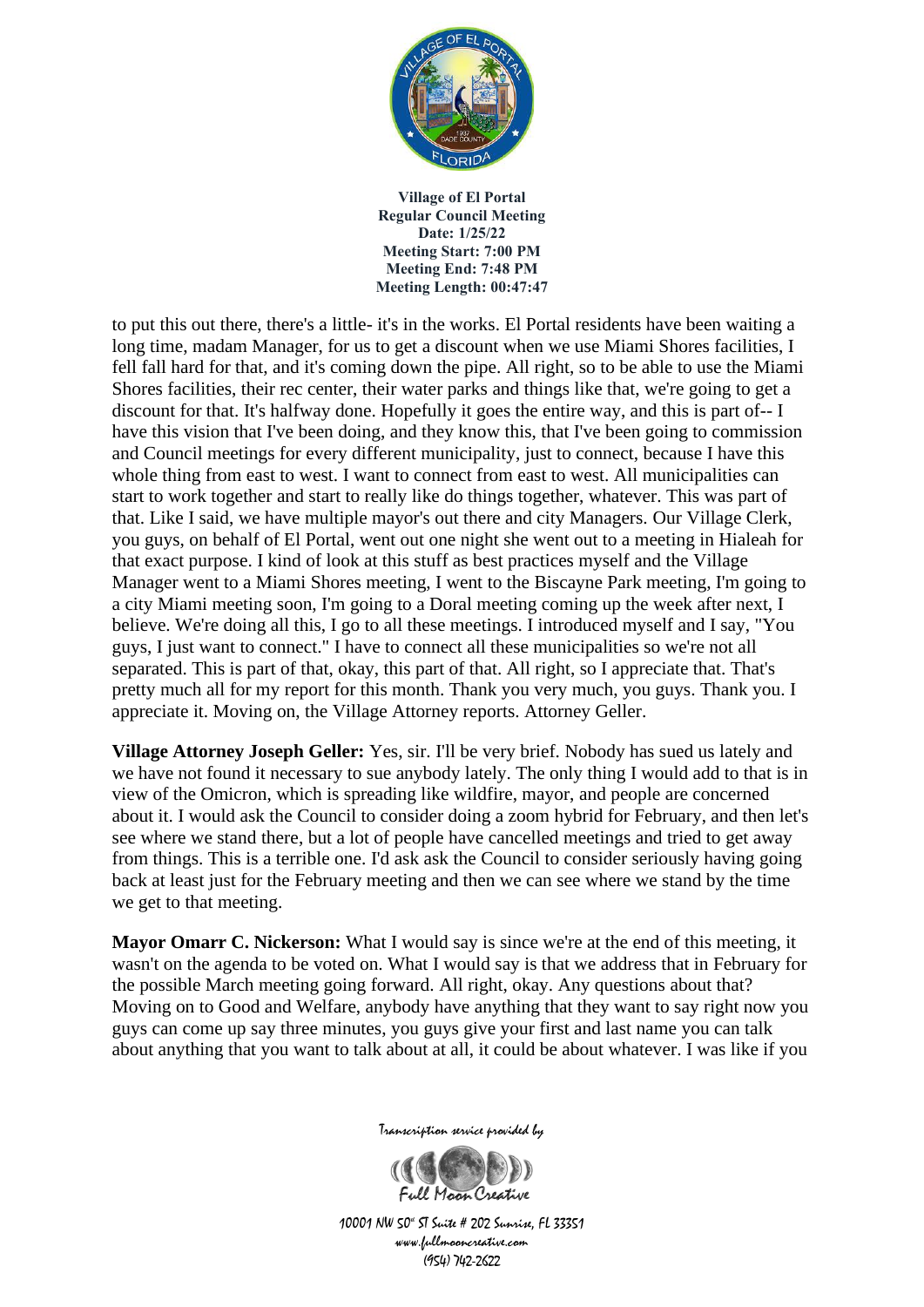to put this out there, there's a little- it's in the works. El Portal residents have been waiting a long time, madam Manager, for us to get a discount when we use Miami Shores facilities, I fell fall hard for that, and it's coming down the pipe. All right, so to be able to use the Miami Shores facilities, their rec center, their water parks and things like that, we're going to get a discount for that. It's halfway done. Hopefully it goes the entire way, and this is part of-- I have this vision that I've been doing, and they know this, that I've been going to commission and Council meetings for every different municipality, just to connect, because I have this whole thing from east to west. I want to connect from east to west. All municipalities can start to work together and start to really like do things together, whatever. This was part of that. Like I said, we have multiple mayor's out there and city Managers. Our Village Clerk, you guys, on behalf of El Portal, went out one night she went out to a meeting in Hialeah for that exact purpose. I kind of look at this stuff as best practices myself and the Village Manager went to a Miami Shores meeting, I went to the Biscayne Park meeting, I'm going to a city Miami meeting soon, I'm going to a Doral meeting coming up the week after next, I believe. We're doing all this, I go to all these meetings. I introduced myself and I say, "You guys, I just want to connect." I have to connect all these municipalities so we're not all separated. This is part of that, okay, this part of that. All right, so I appreciate that. That's pretty much all for my report for this month. Thank you very much, you guys. Thank you. I appreciate it. Moving on, the Village Attorney reports. Attorney Geller.

**Village Attorney Joseph Geller:** Yes, sir. I'll be very brief. Nobody has sued us lately and we have not found it necessary to sue anybody lately. The only thing I would add to that is in view of the Omicron, which is spreading like wildfire, mayor, and people are concerned about it. I would ask the Council to consider doing a zoom hybrid for February, and then let's see where we stand there, but a lot of people have cancelled meetings and tried to get away from things. This is a terrible one. I'd ask ask the Council to consider seriously having going back at least just for the February meeting and then we can see where we stand by the time we get to that meeting.

**Mayor Omarr C. Nickerson:** What I would say is since we're at the end of this meeting, it wasn't on the agenda to be voted on. What I would say is that we address that in February for the possible March meeting going forward. All right, okay. Any questions about that? Moving on to Good and Welfare, anybody have anything that they want to say right now you guys can come up say three minutes, you guys give your first and last name you can talk about anything that you want to talk about at all, it could be about whatever. I was like if you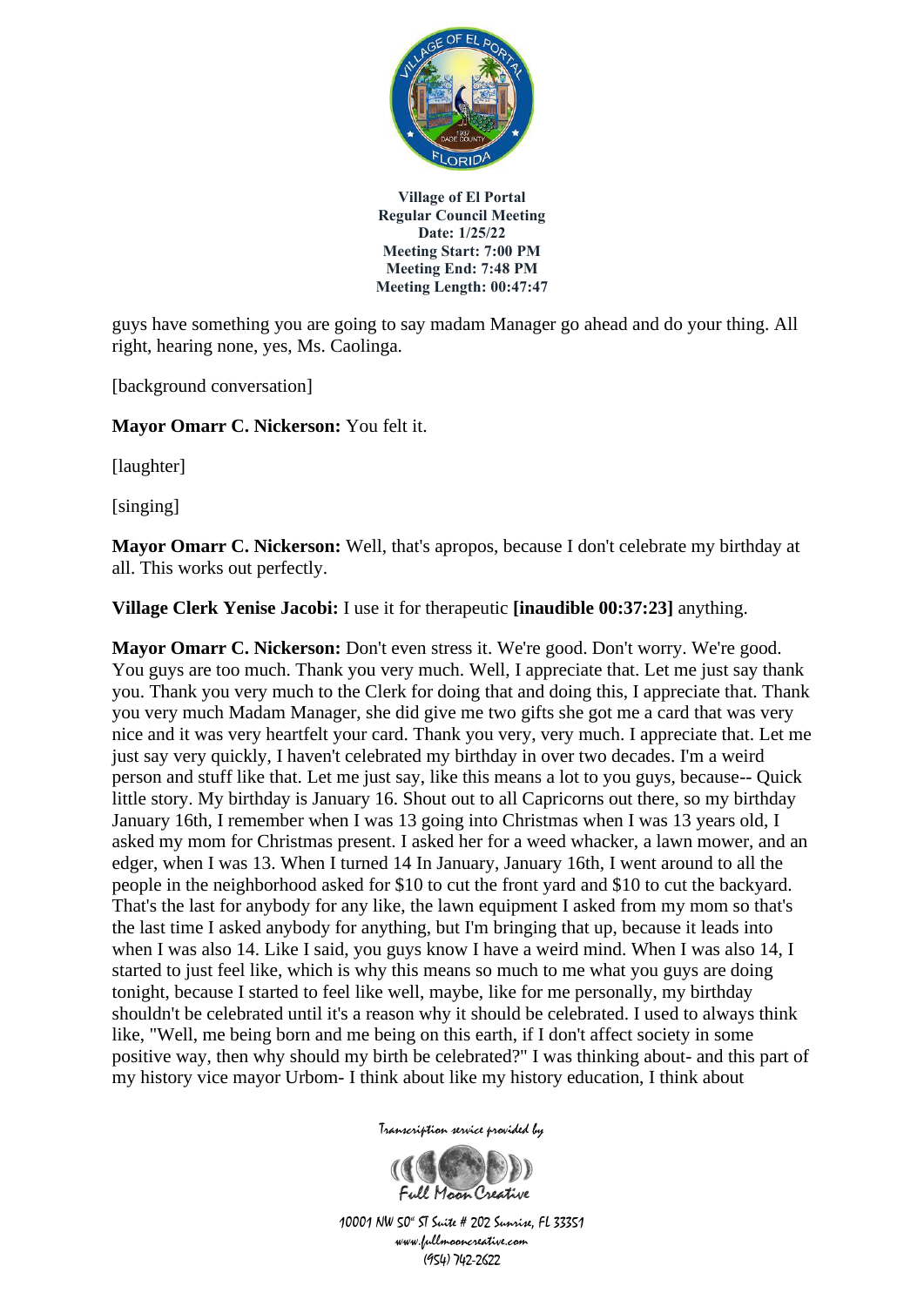guys have something you are going to say madam Manager go ahead and do your thing. All right, hearing none, yes, Ms. Caolinga.

[background conversation]

**Mayor Omarr C. Nickerson:** You felt it.

[laughter]

[singing]

**Mayor Omarr C. Nickerson:** Well, that's apropos, because I don't celebrate my birthday at all. This works out perfectly.

**Village Clerk Yenise Jacobi:** I use it for therapeutic **[inaudible 00:37:23]** anything.

**Mayor Omarr C. Nickerson:** Don't even stress it. We're good. Don't worry. We're good. You guys are too much. Thank you very much. Well, I appreciate that. Let me just say thank you. Thank you very much to the Clerk for doing that and doing this, I appreciate that. Thank you very much Madam Manager, she did give me two gifts she got me a card that was very nice and it was very heartfelt your card. Thank you very, very much. I appreciate that. Let me just say very quickly, I haven't celebrated my birthday in over two decades. I'm a weird person and stuff like that. Let me just say, like this means a lot to you guys, because-- Quick little story. My birthday is January 16. Shout out to all Capricorns out there, so my birthday January 16th, I remember when I was 13 going into Christmas when I was 13 years old, I asked my mom for Christmas present. I asked her for a weed whacker, a lawn mower, and an edger, when I was 13. When I turned 14 In January, January 16th, I went around to all the people in the neighborhood asked for $10 to cut the front yard and $10 to cut the backyard. That's the last for anybody for any like, the lawn equipment I asked from my mom so that's the last time I asked anybody for anything, but I'm bringing that up, because it leads into when I was also 14. Like I said, you guys know I have a weird mind. When I was also 14, I started to just feel like, which is why this means so much to me what you guys are doing tonight, because I started to feel like well, maybe, like for me personally, my birthday shouldn't be celebrated until it's a reason why it should be celebrated. I used to always think like, "Well, me being born and me being on this earth, if I don't affect society in some positive way, then why should my birth be celebrated?" I was thinking about- and this part of my history vice mayor Urbom- I think about like my history education, I think about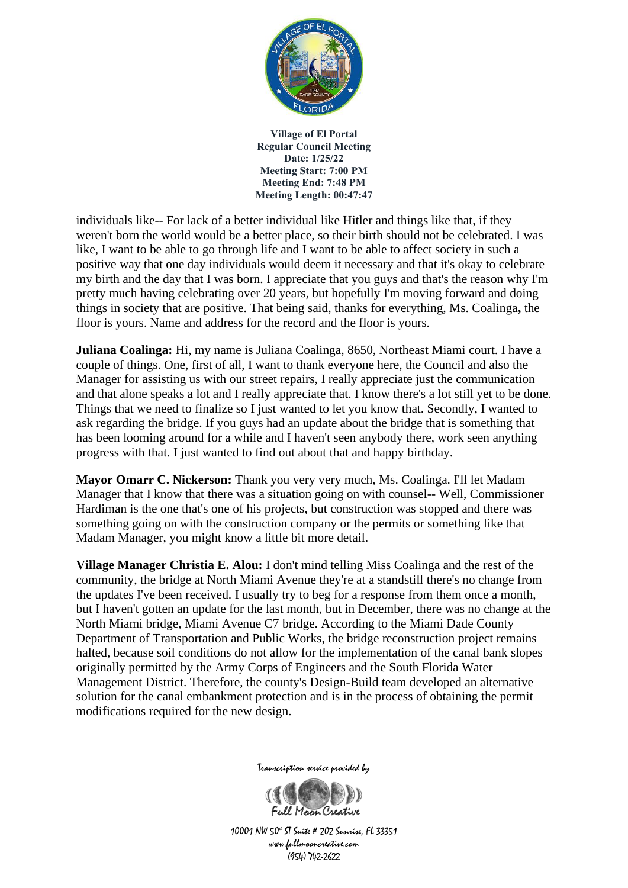individuals like-- For lack of a better individual like Hitler and things like that, if they weren't born the world would be a better place, so their birth should not be celebrated. I was like, I want to be able to go through life and I want to be able to affect society in such a positive way that one day individuals would deem it necessary and that it's okay to celebrate my birth and the day that I was born. I appreciate that you guys and that's the reason why I'm pretty much having celebrating over 20 years, but hopefully I'm moving forward and doing things in society that are positive. That being said, thanks for everything, Ms. Coalinga**,** the floor is yours. Name and address for the record and the floor is yours.

**Juliana Coalinga:** Hi, my name is Juliana Coalinga, 8650, Northeast Miami court. I have a couple of things. One, first of all, I want to thank everyone here, the Council and also the Manager for assisting us with our street repairs, I really appreciate just the communication and that alone speaks a lot and I really appreciate that. I know there's a lot still yet to be done. Things that we need to finalize so I just wanted to let you know that. Secondly, I wanted to ask regarding the bridge. If you guys had an update about the bridge that is something that has been looming around for a while and I haven't seen anybody there, work seen anything progress with that. I just wanted to find out about that and happy birthday.

**Mayor Omarr C. Nickerson:** Thank you very very much, Ms. Coalinga. I'll let Madam Manager that I know that there was a situation going on with counsel-- Well, Commissioner Hardiman is the one that's one of his projects, but construction was stopped and there was something going on with the construction company or the permits or something like that Madam Manager, you might know a little bit more detail.

**Village Manager Christia E. Alou:** I don't mind telling Miss Coalinga and the rest of the community, the bridge at North Miami Avenue they're at a standstill there's no change from the updates I've been received. I usually try to beg for a response from them once a month, but I haven't gotten an update for the last month, but in December, there was no change at the North Miami bridge, Miami Avenue C7 bridge. According to the Miami Dade County Department of Transportation and Public Works, the bridge reconstruction project remains halted, because soil conditions do not allow for the implementation of the canal bank slopes originally permitted by the Army Corps of Engineers and the South Florida Water Management District. Therefore, the county's Design-Build team developed an alternative solution for the canal embankment protection and is in the process of obtaining the permit modifications required for the new design.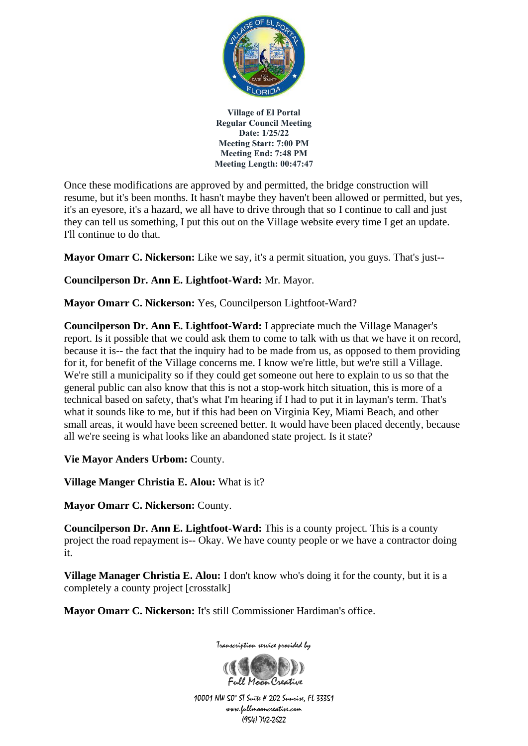Once these modifications are approved by and permitted, the bridge construction will resume, but it's been months. It hasn't maybe they haven't been allowed or permitted, but yes, it's an eyesore, it's a hazard, we all have to drive through that so I continue to call and just they can tell us something, I put this out on the Village website every time I get an update. I'll continue to do that.

**Mayor Omarr C. Nickerson:** Like we say, it's a permit situation, you guys. That's just--

**Councilperson Dr. Ann E. Lightfoot-Ward:** Mr. Mayor.

**Mayor Omarr C. Nickerson:** Yes, Councilperson Lightfoot-Ward?

**Councilperson Dr. Ann E. Lightfoot-Ward:** I appreciate much the Village Manager's report. Is it possible that we could ask them to come to talk with us that we have it on record, because it is-- the fact that the inquiry had to be made from us, as opposed to them providing for it, for benefit of the Village concerns me. I know we're little, but we're still a Village. We're still a municipality so if they could get someone out here to explain to us so that the general public can also know that this is not a stop-work hitch situation, this is more of a technical based on safety, that's what I'm hearing if I had to put it in layman's term. That's what it sounds like to me, but if this had been on Virginia Key, Miami Beach, and other small areas, it would have been screened better. It would have been placed decently, because all we're seeing is what looks like an abandoned state project. Is it state?

**Vie Mayor Anders Urbom:** County.

**Village Manger Christia E. Alou:** What is it?

**Mayor Omarr C. Nickerson:** County.

**Councilperson Dr. Ann E. Lightfoot-Ward:** This is a county project. This is a county project the road repayment is-- Okay. We have county people or we have a contractor doing it.

**Village Manager Christia E. Alou:** I don't know who's doing it for the county, but it is a completely a county project [crosstalk]

**Mayor Omarr C. Nickerson:** It's still Commissioner Hardiman's office.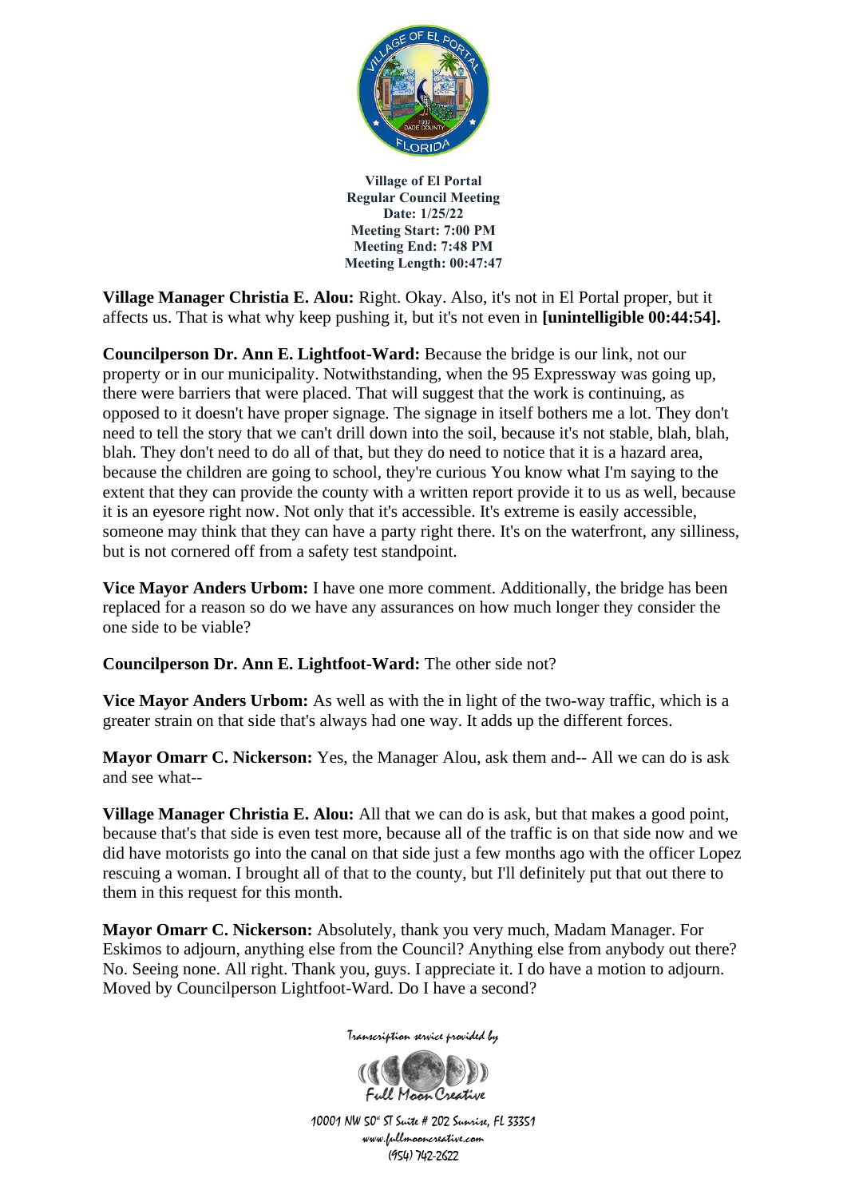Village of El Portal
Regular Council Meeting
Date: 1/25/22
Meeting Start: 7:00 PM
Meeting End: 7:48 PM
Meeting Length: 00:47:47

**Village Manager Christia E. Alou:** Right. Okay. Also, it's not in El Portal proper, but it affects us. That is what why keep pushing it, but it's not even in **[unintelligible 00:44:54].**

**Councilperson Dr. Ann E. Lightfoot-Ward:** Because the bridge is our link, not our property or in our municipality. Notwithstanding, when the 95 Expressway was going up, there were barriers that were placed. That will suggest that the work is continuing, as opposed to it doesn't have proper signage. The signage in itself bothers me a lot. They don't need to tell the story that we can't drill down into the soil, because it's not stable, blah, blah, blah. They don't need to do all of that, but they do need to notice that it is a hazard area, because the children are going to school, they're curious You know what I'm saying to the extent that they can provide the county with a written report provide it to us as well, because it is an eyesore right now. Not only that it's accessible. It's extreme is easily accessible, someone may think that they can have a party right there. It's on the waterfront, any silliness, but is not cornered off from a safety test standpoint.

**Vice Mayor Anders Urbom:** I have one more comment. Additionally, the bridge has been replaced for a reason so do we have any assurances on how much longer they consider the one side to be viable?

**Councilperson Dr. Ann E. Lightfoot-Ward:** The other side not?

**Vice Mayor Anders Urbom:** As well as with the in light of the two-way traffic, which is a greater strain on that side that's always had one way. It adds up the different forces.

**Mayor Omarr C. Nickerson:** Yes, the Manager Alou, ask them and-- All we can do is ask and see what--

**Village Manager Christia E. Alou:** All that we can do is ask, but that makes a good point, because that's that side is even test more, because all of the traffic is on that side now and we did have motorists go into the canal on that side just a few months ago with the officer Lopez rescuing a woman. I brought all of that to the county, but I'll definitely put that out there to them in this request for this month.

**Mayor Omarr C. Nickerson:** Absolutely, thank you very much, Madam Manager. For Eskimos to adjourn, anything else from the Council? Anything else from anybody out there? No. Seeing none. All right. Thank you, guys. I appreciate it. I do have a motion to adjourn. Moved by Councilperson Lightfoot-Ward. Do I have a second?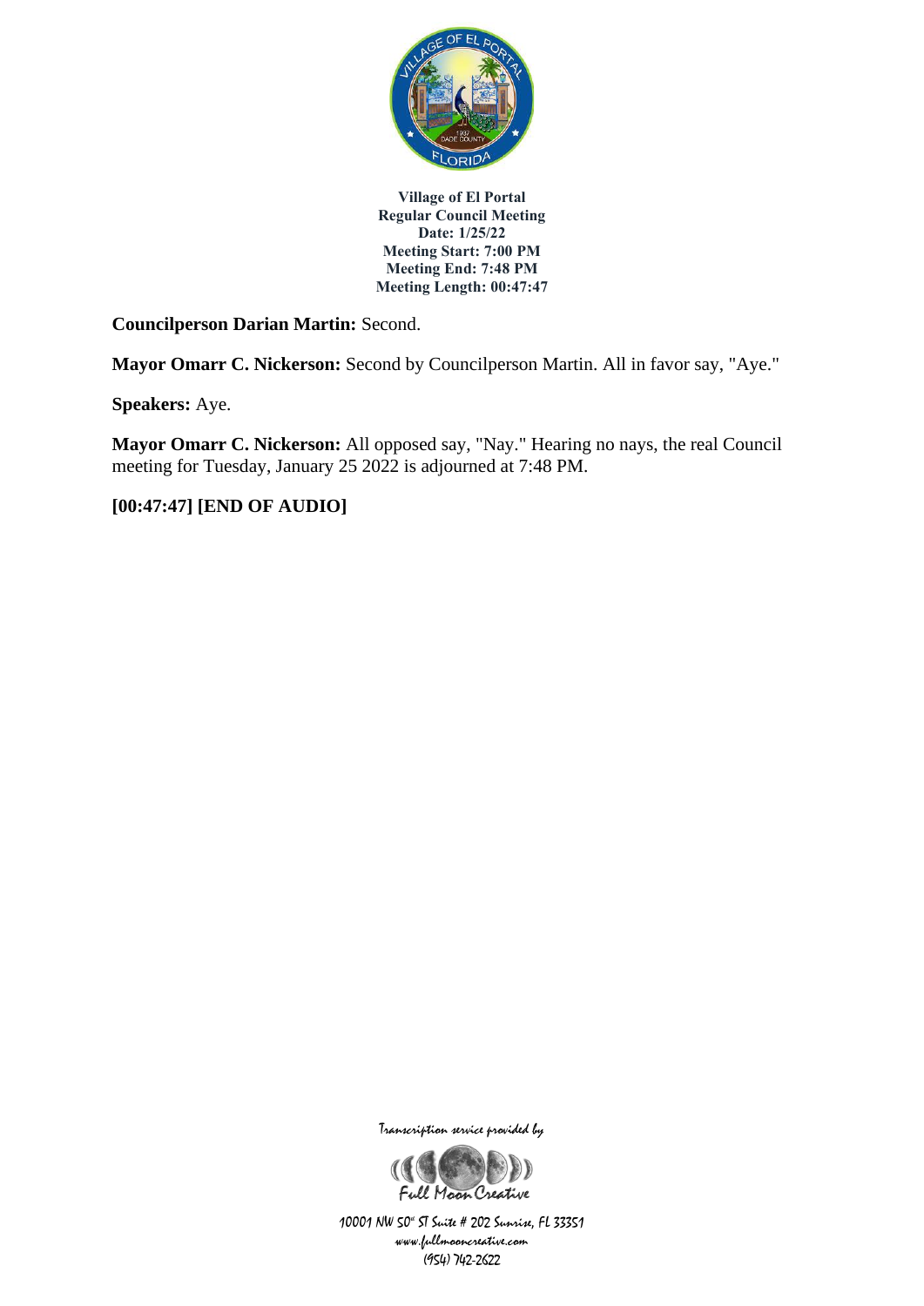**Village of El Portal**
**Regular Council Meeting**
**Date: 1/25/22**
**Meeting Start: 7:00 PM**
**Meeting End: 7:48 PM**
**Meeting Length: 00:47:47**

**Councilperson Darian Martin:** Second.

**Mayor Omarr C. Nickerson:** Second by Councilperson Martin. All in favor say, "Aye."

**Speakers:** Aye.

**Mayor Omarr C. Nickerson:** All opposed say, "Nay." Hearing no nays, the real Council meeting for Tuesday, January 25 2022 is adjourned at 7:48 PM.

**[00:47:47] [END OF AUDIO]**

Transcription service provided by

Full Moon Creative

10001 NW 50th ST Suite # 202 Sunrise, FL 33351
www.fullmooncreative.com
(954) 742-2622